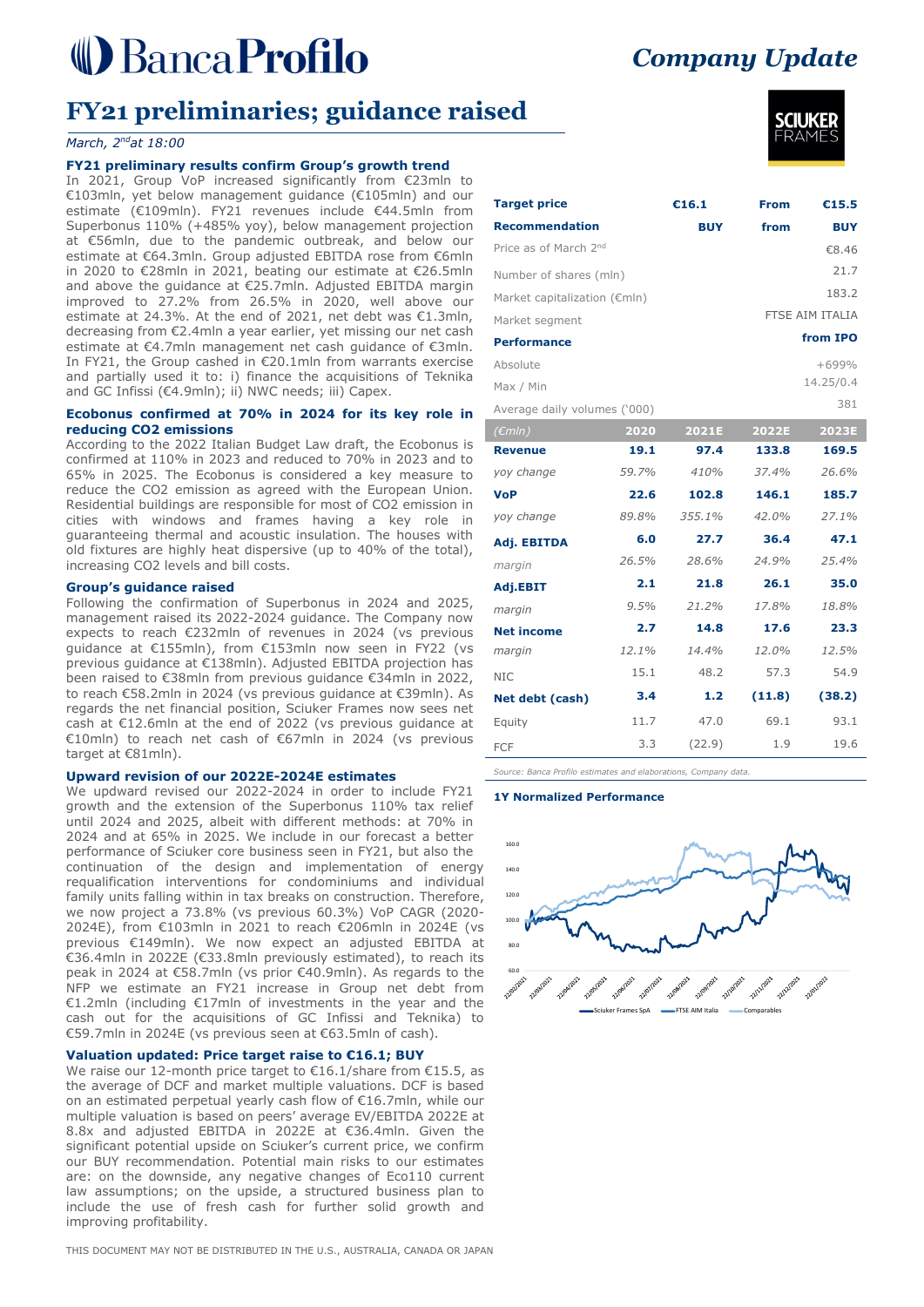# Banca Profilo

*Company Update*

# FY21 preliminaries; guidance raised

*March, 2nd at 18:00*

SCIUKER FRAMES

### FY21 preliminary results confirm Group's growth trend

In 2021, Group VoP increased significantly from €23mln to €103mln, yet below management guidance (€105mln) and our estimate (€109mln). FY21 revenues include €44.5mln from Superbonus 110% (+485% yoy), below management projection at €56mln, due to the pandemic outbreak, and below our estimate at €64.3mln. Group adjusted EBITDA rose from €6mln in 2020 to €28mln in 2021, beating our estimate at €26.5mln and above the guidance at €25.7mln. Adjusted EBITDA margin improved to 27.2% from 26.5% in 2020, well above our estimate at 24.3%. At the end of 2021, net debt was €1.3mln, decreasing from €2.4mln a year earlier, yet missing our net cash estimate at €4.7mln management net cash guidance of €3mln. In FY21, the Group cashed in €20.1mln from warrants exercise and partially used it to: i) finance the acquisitions of Teknika and GC Infissi (€4.9mln); ii) NWC needs; iii) Capex.

### Ecobonus confirmed at 70% in 2024 for its key role in reducing CO2 emissions

According to the 2022 Italian Budget Law draft, the Ecobonus is confirmed at 110% in 2023 and reduced to 70% in 2023 and to 65% in 2025. The Ecobonus is considered a key measure to reduce the $CO_2$ emission as agreed with the European Union. Residential buildings are responsible for most of $CO_2$ emission in cities with windows and frames having a key role in guaranteeing thermal and acoustic insulation. The houses with old fixtures are highly heat dispersive (up to 40% of the total), increasing $CO_2$ levels and bill costs.

### Group's guidance raised

Following the confirmation of Superbonus in 2024 and 2025, management raised its 2022-2024 guidance. The Company now expects to reach €232mln of revenues in 2024 (vs previous guidance at €155mln), from €153mln now seen in FY22 (vs previous guidance at €138mln). Adjusted EBITDA projection has been raised to €38mln from previous guidance €34mln in 2022, to reach €58.2mln in 2024 (vs previous guidance at €39mln). As regards the net financial position, Sciuker Frames now sees net cash at €12.6mln at the end of 2022 (vs previous guidance at €10mln) to reach net cash of €67mln in 2024 (vs previous target at €81mln).

### Upward revision of our 2022E-2024E estimates

We updward revised our 2022-2024 in order to include FY21 growth and the extension of the Superbonus 110% tax relief until 2024 and 2025, albeit with different methods: at 70% in 2024 and at 65% in 2025. We include in our forecast a better performance of Sciuker core business seen in FY21, but also the continuation of the design and implementation of energy requalification interventions for condominiums and individual family units falling within in tax breaks on construction. Therefore, we now project a 73.8% (vs previous 60.3%) VoP CAGR (2020-2024E), from €103mln in 2021 to reach €206mln in 2024E (vs previous €149mln). We now expect an adjusted EBITDA at €36.4mln in 2022E (€33.8mln previously estimated), to reach its peak in 2024 at €58.7mln (vs prior €40.9mln). As regards to the NFP we estimate an FY21 increase in Group net debt from €1.2mln (including €17mln of investments in the year and the cash out for the acquisitions of GC Infissi and Teknika) to €59.7mln in 2024E (vs previous seen at €63.5mln of cash).

### Valuation updated: Price target raise to €16.1; BUY

We raise our 12-month price target to €16.1/share from €15.5, as the average of DCF and market multiple valuations. DCF is based on an estimated perpetual yearly cash flow of €16.7mln, while our multiple valuation is based on peers' average EV/EBITDA 2022E at 8.8x and adjusted EBITDA in 2022E at €36.4mln. Given the significant potential upside on Sciuker's current price, we confirm our BUY recommendation. Potential main risks to our estimates are: on the downside, any negative changes of Eco110 current law assumptions; on the upside, a structured business plan to include the use of fresh cash for further solid growth and improving profitability.

| | | | |
|---|---|---|---|
| **Target price** | **€16.1** | **From** | **€15.5** |
| **Recommendation** | **BUY** | **from** | **BUY** |
| Price as of March 2nd | | | €8.46 |
| Number of shares (mln) | | | 21.7 |
| Market capitalization (€mln) | | | 183.2 |
| Market segment | | | FTSE AIM ITALIA |
| **Performance** | | | **from IPO** |
| Absolute | | | +699% |
| Max / Min | | | 14.25/0.4 |
| Average daily volumes ('000) | | | 381 |

| (€mln) | 2020 | 2021E | 2022E | 2023E |
|---|---|---|---|---|
| **Revenue** | **19.1** | **97.4** | **133.8** | **169.5** |
| *yoy change* | *59.7%* | *410%* | *37.4%* | *26.6%* |
| **VoP** | **22.6** | **102.8** | **146.1** | **185.7** |
| *yoy change* | *89.8%* | *355.1%* | *42.0%* | *27.1%* |
| **Adj. EBITDA** | **6.0** | **27.7** | **36.4** | **47.1** |
| *margin* | *26.5%* | *28.6%* | *24.9%* | *25.4%* |
| **Adj.EBIT** | **2.1** | **21.8** | **26.1** | **35.0** |
| *margin* | *9.5%* | *21.2%* | *17.8%* | *18.8%* |
| **Net income** | **2.7** | **14.8** | **17.6** | **23.3** |
| *margin* | *12.1%* | *14.4%* | *12.0%* | *12.5%* |
| NIC | 15.1 | 48.2 | 57.3 | 54.9 |
| **Net debt (cash)** | **3.4** | **1.2** | **(11.8)** | **(38.2)** |
| Equity | 11.7 | 47.0 | 69.1 | 93.1 |
| FCF | 3.3 | (22.9) | 1.9 | 19.6 |

*Source: Banca Profilo estimates and elaborations, Company data.*

**1Y Normalized Performance**

THIS DOCUMENT MAY NOT BE DISTRIBUTED IN THE U.S., AUSTRALIA, CANADA OR JAPAN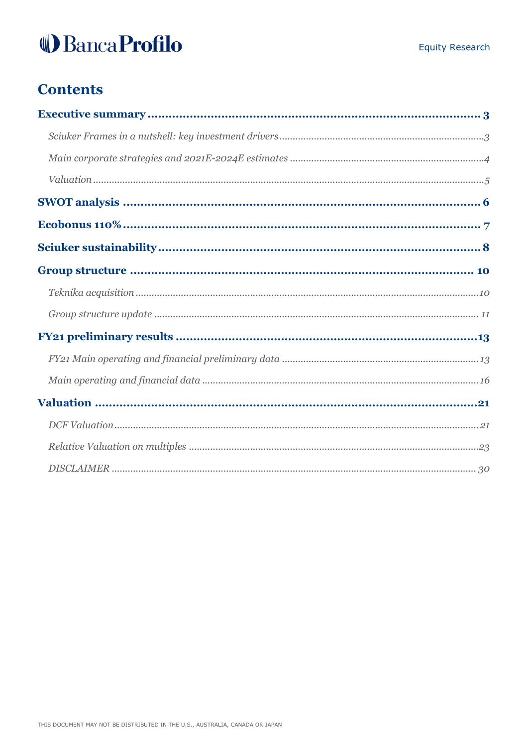# Contents

**Executive summary** ........ **3**

*Sciuker Frames in a nutshell: key investment drivers* ........ *3*

*Main corporate strategies and 2021E-2024E estimates* ........ *4*

*Valuation* ........ *5*

**SWOT analysis** ........ **6**

**Ecobonus 110%** ........ **7**

**Sciuker sustainability** ........ **8**

**Group structure** ........ **10**

*Teknika acquisition* ........ *10*

*Group structure update* ........ *11*

**FY21 preliminary results** ........ **13**

*FY21 Main operating and financial preliminary data* ........ *13*

*Main operating and financial data* ........ *16*

**Valuation** ........ **21**

*DCF Valuation* ........ *21*

*Relative Valuation on multiples* ........ *23*

*DISCLAIMER* ........ *30*

THIS DOCUMENT MAY NOT BE DISTRIBUTED IN THE U.S., AUSTRALIA, CANADA OR JAPAN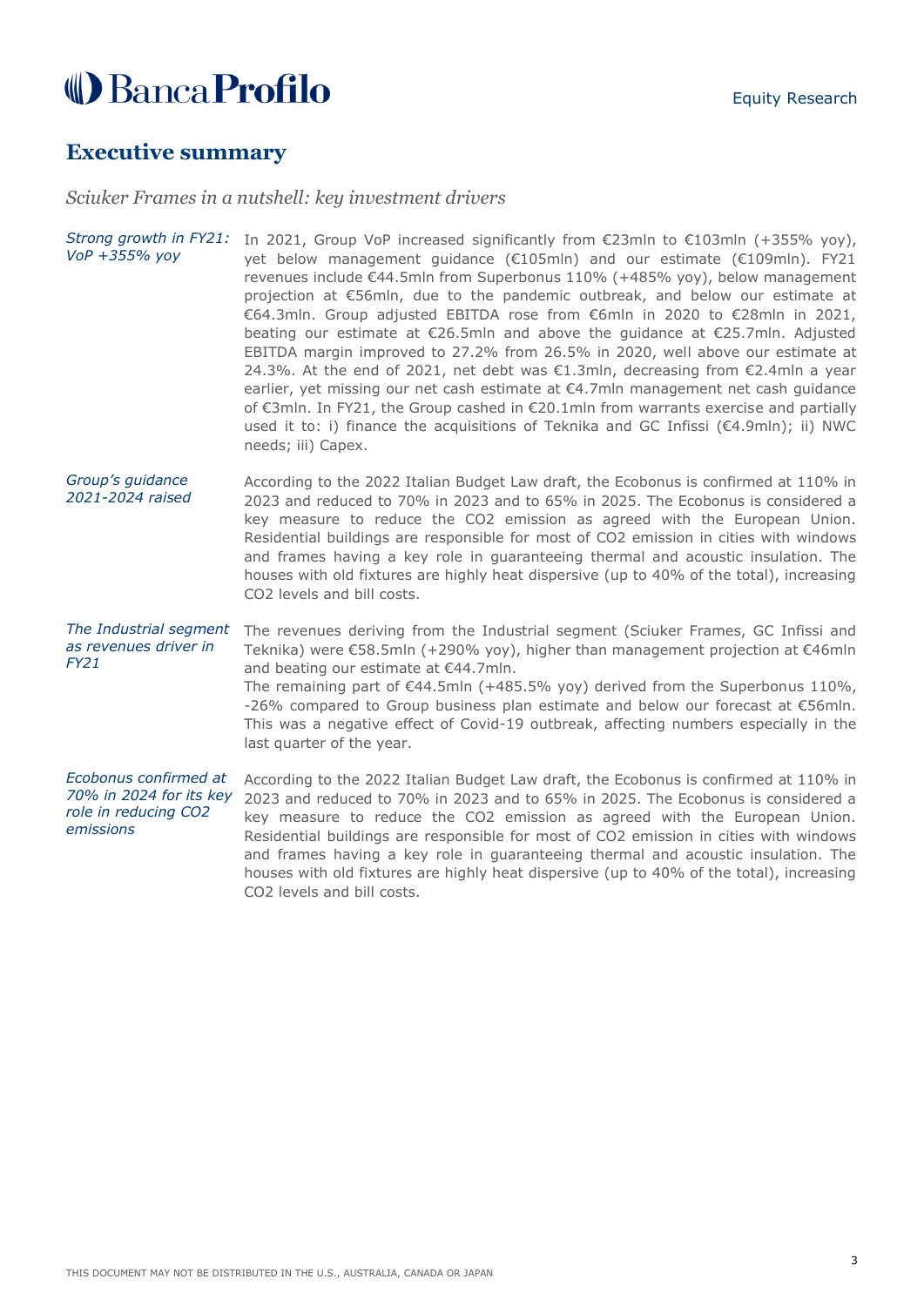## Executive summary

*Sciuker Frames in a nutshell: key investment drivers*

*Strong growth in FY21: VoP +355% yoy*

In 2021, Group VoP increased significantly from €23mln to €103mln (+355% yoy), yet below management guidance (€105mln) and our estimate (€109mln). FY21 revenues include €44.5mln from Superbonus 110% (+485% yoy), below management projection at €56mln, due to the pandemic outbreak, and below our estimate at €64.3mln. Group adjusted EBITDA rose from €6mln in 2020 to €28mln in 2021, beating our estimate at €26.5mln and above the guidance at €25.7mln. Adjusted EBITDA margin improved to 27.2% from 26.5% in 2020, well above our estimate at 24.3%. At the end of 2021, net debt was €1.3mln, decreasing from €2.4mln a year earlier, yet missing our net cash estimate at €4.7mln management net cash guidance of €3mln. In FY21, the Group cashed in €20.1mln from warrants exercise and partially used it to: i) finance the acquisitions of Teknika and GC Infissi (€4.9mln); ii) NWC needs; iii) Capex.

*Group's guidance 2021-2024 raised*

According to the 2022 Italian Budget Law draft, the Ecobonus is confirmed at 110% in 2023 and reduced to 70% in 2023 and to 65% in 2025. The Ecobonus is considered a key measure to reduce the $CO_2$ emission as agreed with the European Union. Residential buildings are responsible for most of $CO_2$ emission in cities with windows and frames having a key role in guaranteeing thermal and acoustic insulation. The houses with old fixtures are highly heat dispersive (up to 40% of the total), increasing $CO_2$ levels and bill costs.

*The Industrial segment as revenues driver in FY21*

The revenues deriving from the Industrial segment (Sciuker Frames, GC Infissi and Teknika) were €58.5mln (+290% yoy), higher than management projection at €46mln and beating our estimate at €44.7mln.

The remaining part of €44.5mln (+485.5% yoy) derived from the Superbonus 110%, -26% compared to Group business plan estimate and below our forecast at €56mln. This was a negative effect of Covid-19 outbreak, affecting numbers especially in the last quarter of the year.

*Ecobonus confirmed at 70% in 2024 for its key role in reducing $CO_2$ emissions*

According to the 2022 Italian Budget Law draft, the Ecobonus is confirmed at 110% in 2023 and reduced to 70% in 2023 and to 65% in 2025. The Ecobonus is considered a key measure to reduce the $CO_2$ emission as agreed with the European Union. Residential buildings are responsible for most of $CO_2$ emission in cities with windows and frames having a key role in guaranteeing thermal and acoustic insulation. The houses with old fixtures are highly heat dispersive (up to 40% of the total), increasing $CO_2$ levels and bill costs.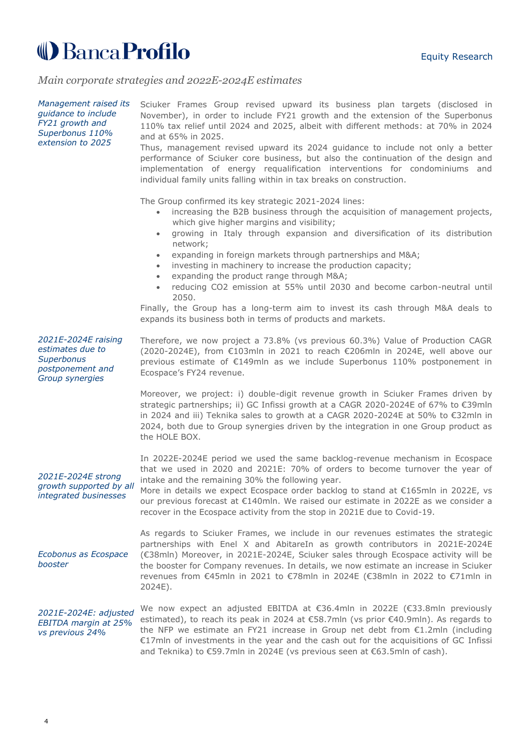## *Main corporate strategies and 2022E-2024E estimates*

*Management raised its guidance to include FY21 growth and Superbonus 110% extension to 2025*

Sciuker Frames Group revised upward its business plan targets (disclosed in November), in order to include FY21 growth and the extension of the Superbonus 110% tax relief until 2024 and 2025, albeit with different methods: at 70% in 2024 and at 65% in 2025.

Thus, management revised upward its 2024 guidance to include not only a better performance of Sciuker core business, but also the continuation of the design and implementation of energy requalification interventions for condominiums and individual family units falling within in tax breaks on construction.

The Group confirmed its key strategic 2021-2024 lines:

- increasing the B2B business through the acquisition of management projects, which give higher margins and visibility;
- growing in Italy through expansion and diversification of its distribution network;
- expanding in foreign markets through partnerships and M&A;
- investing in machinery to increase the production capacity;
- expanding the product range through M&A;
- reducing $CO_2$ emission at 55% until 2030 and become carbon-neutral until 2050.

Finally, the Group has a long-term aim to invest its cash through M&A deals to expands its business both in terms of products and markets.

*2021E-2024E raising estimates due to Superbonus postponement and Group synergies*

Therefore, we now project a 73.8% (vs previous 60.3%) Value of Production CAGR (2020-2024E), from €103mln in 2021 to reach €206mln in 2024E, well above our previous estimate of €149mln as we include Superbonus 110% postponement in Ecospace's FY24 revenue.

Moreover, we project: i) double-digit revenue growth in Sciuker Frames driven by strategic partnerships; ii) GC Infissi growth at a CAGR 2020-2024E of 67% to €39mln in 2024 and iii) Teknika sales to growth at a CAGR 2020-2024E at 50% to €32mln in 2024, both due to Group synergies driven by the integration in one Group product as the HOLE BOX.

*2021E-2024E strong growth supported by all integrated businesses*

In 2022E-2024E period we used the same backlog-revenue mechanism in Ecospace that we used in 2020 and 2021E: 70% of orders to become turnover the year of intake and the remaining 30% the following year.

More in details we expect Ecospace order backlog to stand at €165mln in 2022E, vs our previous forecast at €140mln. We raised our estimate in 2022E as we consider a recover in the Ecospace activity from the stop in 2021E due to Covid-19.

*Ecobonus as Ecospace booster*

As regards to Sciuker Frames, we include in our revenues estimates the strategic partnerships with Enel X and AbitareIn as growth contributors in 2021E-2024E (€38mln) Moreover, in 2021E-2024E, Sciuker sales through Ecospace activity will be the booster for Company revenues. In details, we now estimate an increase in Sciuker revenues from €45mln in 2021 to €78mln in 2024E (€38mln in 2022 to €71mln in 2024E).

*2021E-2024E: adjusted EBITDA margin at 25% vs previous 24%*

We now expect an adjusted EBITDA at €36.4mln in 2022E (€33.8mln previously estimated), to reach its peak in 2024 at €58.7mln (vs prior €40.9mln). As regards to the NFP we estimate an FY21 increase in Group net debt from €1.2mln (including €17mln of investments in the year and the cash out for the acquisitions of GC Infissi and Teknika) to €59.7mln in 2024E (vs previous seen at €63.5mln of cash).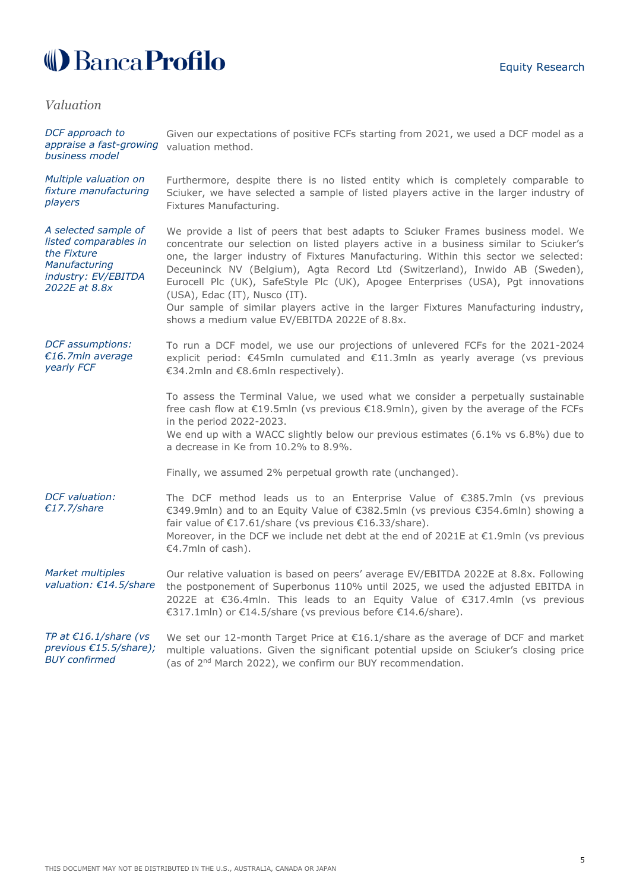## *Valuation*

*DCF approach to appraise a fast-growing business model*

Given our expectations of positive FCFs starting from 2021, we used a DCF model as a valuation method.

*Multiple valuation on fixture manufacturing players*

Furthermore, despite there is no listed entity which is completely comparable to Sciuker, we have selected a sample of listed players active in the larger industry of Fixtures Manufacturing.

*A selected sample of listed comparables in the Fixture Manufacturing industry: EV/EBITDA 2022E at 8.8x*

We provide a list of peers that best adapts to Sciuker Frames business model. We concentrate our selection on listed players active in a business similar to Sciuker's one, the larger industry of Fixtures Manufacturing. Within this sector we selected: Deceuninck NV (Belgium), Agta Record Ltd (Switzerland), Inwido AB (Sweden), Eurocell Plc (UK), SafeStyle Plc (UK), Apogee Enterprises (USA), Pgt innovations (USA), Edac (IT), Nusco (IT).
Our sample of similar players active in the larger Fixtures Manufacturing industry, shows a medium value EV/EBITDA 2022E of 8.8x.

*DCF assumptions: €16.7mln average yearly FCF*

To run a DCF model, we use our projections of unlevered FCFs for the 2021-2024 explicit period: €45mln cumulated and €11.3mln as yearly average (vs previous €34.2mln and €8.6mln respectively).

To assess the Terminal Value, we used what we consider a perpetually sustainable free cash flow at €19.5mln (vs previous €18.9mln), given by the average of the FCFs in the period 2022-2023.
We end up with a WACC slightly below our previous estimates (6.1% vs 6.8%) due to a decrease in Ke from 10.2% to 8.9%.

Finally, we assumed 2% perpetual growth rate (unchanged).

*DCF valuation: €17.7/share*

The DCF method leads us to an Enterprise Value of €385.7mln (vs previous €349.9mln) and to an Equity Value of €382.5mln (vs previous €354.6mln) showing a fair value of €17.61/share (vs previous €16.33/share).
Moreover, in the DCF we include net debt at the end of 2021E at €1.9mln (vs previous €4.7mln of cash).

*Market multiples valuation: €14.5/share*

Our relative valuation is based on peers' average EV/EBITDA 2022E at 8.8x. Following the postponement of Superbonus 110% until 2025, we used the adjusted EBITDA in 2022E at €36.4mln. This leads to an Equity Value of €317.4mln (vs previous €317.1mln) or €14.5/share (vs previous before €14.6/share).

*TP at €16.1/share (vs previous €15.5/share); BUY confirmed*

We set our 12-month Target Price at €16.1/share as the average of DCF and market multiple valuations. Given the significant potential upside on Sciuker's closing price (as of 2nd March 2022), we confirm our BUY recommendation.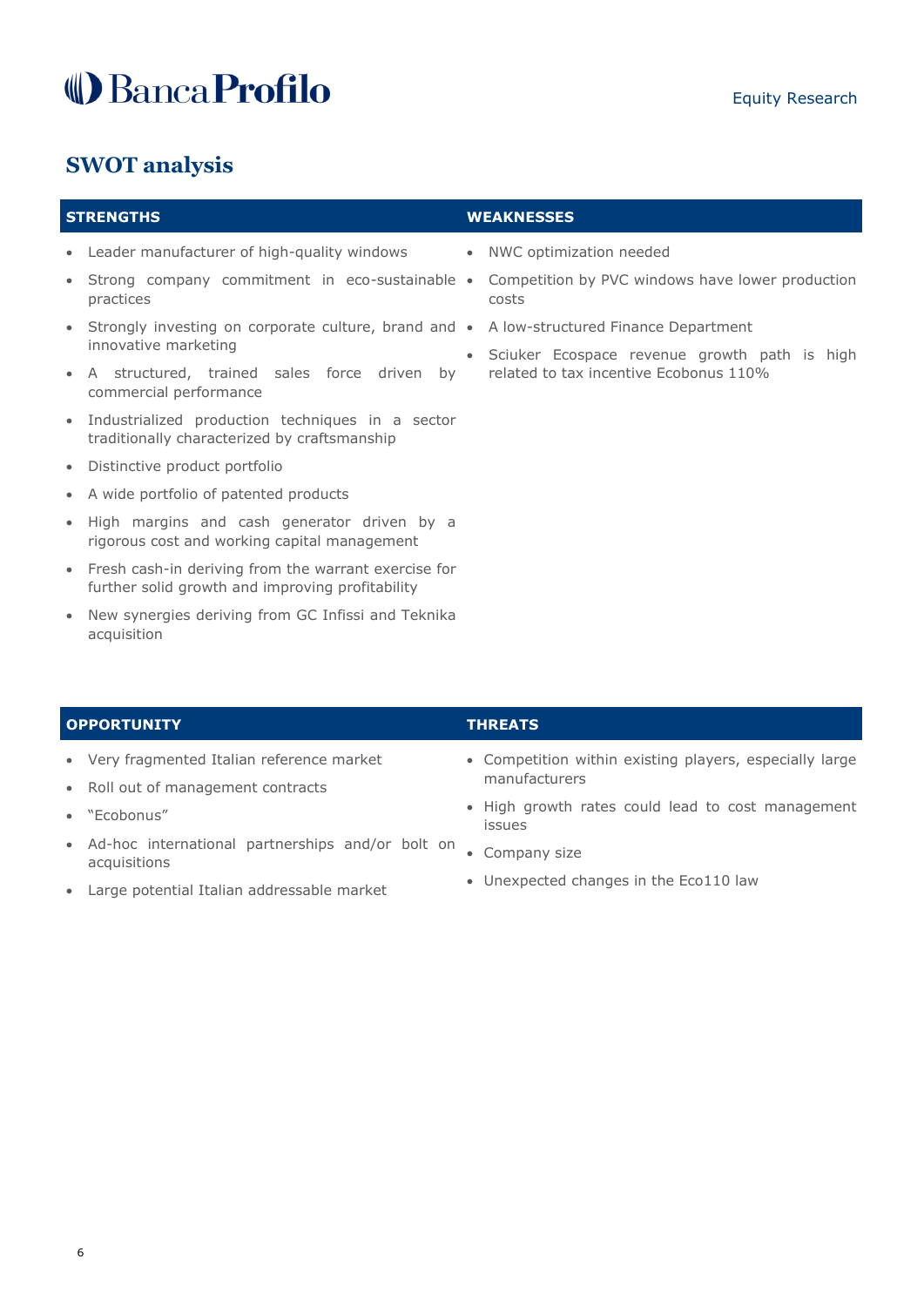## SWOT analysis

### STRENGTHS

- Leader manufacturer of high-quality windows
- Strong company commitment in eco-sustainable practices
- Strongly investing on corporate culture, brand and innovative marketing
- A structured, trained sales force driven by commercial performance
- Industrialized production techniques in a sector traditionally characterized by craftsmanship
- Distinctive product portfolio
- A wide portfolio of patented products
- High margins and cash generator driven by a rigorous cost and working capital management
- Fresh cash-in deriving from the warrant exercise for further solid growth and improving profitability
- New synergies deriving from GC Infissi and Teknika acquisition

### WEAKNESSES

- NWC optimization needed
- Competition by PVC windows have lower production costs
- A low-structured Finance Department
- Sciuker Ecospace revenue growth path is high related to tax incentive Ecobonus 110%

### OPPORTUNITY

- Very fragmented Italian reference market
- Roll out of management contracts
- "Ecobonus"
- Ad-hoc international partnerships and/or bolt on acquisitions
- Large potential Italian addressable market

### THREATS

- Competition within existing players, especially large manufacturers
- High growth rates could lead to cost management issues
- Company size
- Unexpected changes in the Eco110 law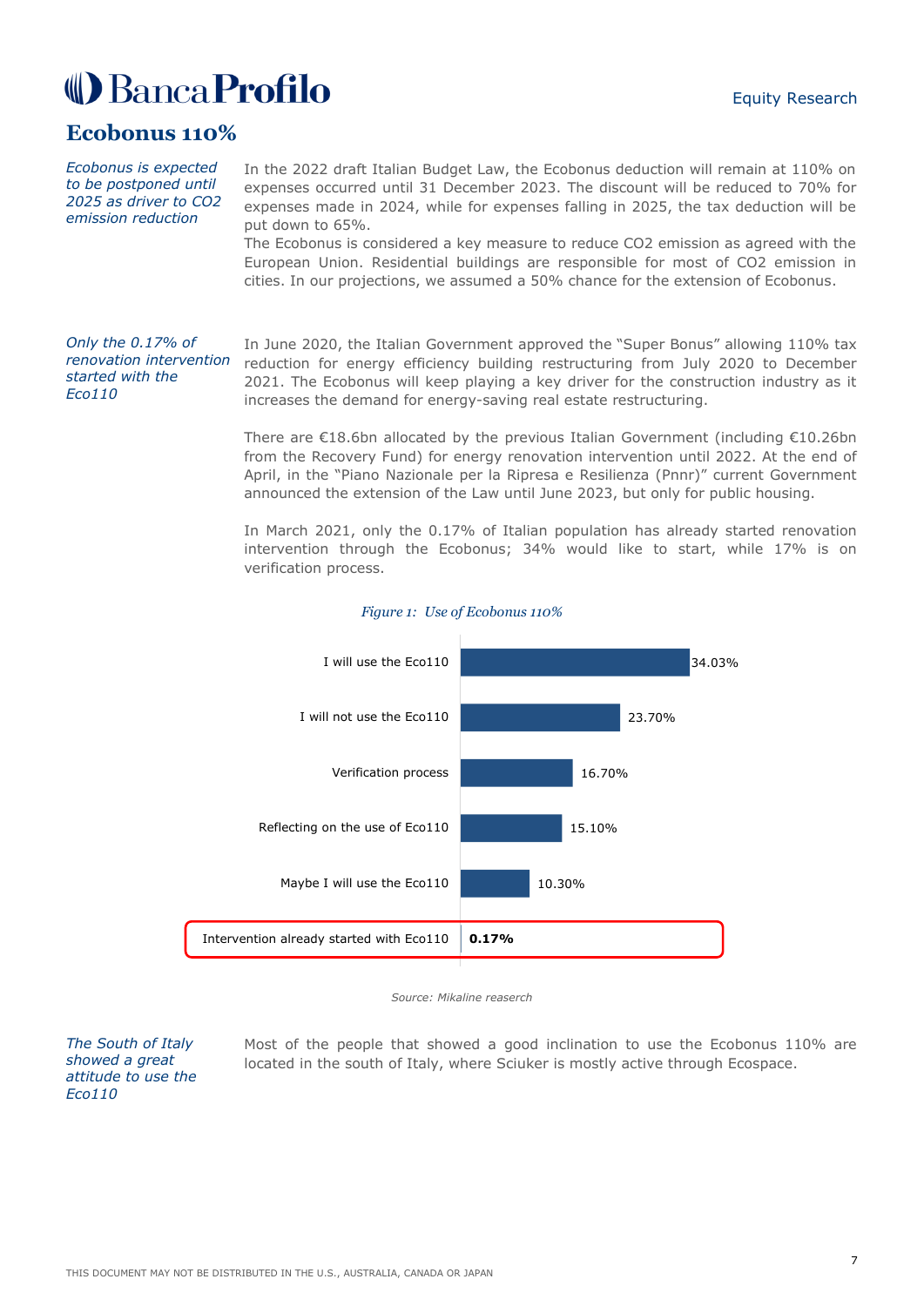# Ecobonus 110%

*Ecobonus is expected to be postponed until 2025 as driver to CO2 emission reduction*

In the 2022 draft Italian Budget Law, the Ecobonus deduction will remain at 110% on expenses occurred until 31 December 2023. The discount will be reduced to 70% for expenses made in 2024, while for expenses falling in 2025, the tax deduction will be put down to 65%.

The Ecobonus is considered a key measure to reduce CO2 emission as agreed with the European Union. Residential buildings are responsible for most of CO2 emission in cities. In our projections, we assumed a 50% chance for the extension of Ecobonus.

*Only the 0.17% of renovation intervention started with the Eco110*

In June 2020, the Italian Government approved the "Super Bonus" allowing 110% tax reduction for energy efficiency building restructuring from July 2020 to December 2021. The Ecobonus will keep playing a key driver for the construction industry as it increases the demand for energy-saving real estate restructuring.

There are €18.6bn allocated by the previous Italian Government (including €10.26bn from the Recovery Fund) for energy renovation intervention until 2022. At the end of April, in the "Piano Nazionale per la Ripresa e Resilienza (Pnnr)" current Government announced the extension of the Law until June 2023, but only for public housing.

In March 2021, only the 0.17% of Italian population has already started renovation intervention through the Ecobonus; 34% would like to start, while 17% is on verification process.

*Figure 1: Use of Ecobonus 110%*

| Response | % |
|---|---|
| I will use the Eco110 | 34.03% |
| I will not use the Eco110 | 23.70% |
| Verification process | 16.70% |
| Reflecting on the use of Eco110 | 15.10% |
| Maybe I will use the Eco110 | 10.30% |
| Intervention already started with Eco110 | **0.17%** |

*Source: Mikaline reaserch*

*The South of Italy showed a great attitude to use the Eco110*

Most of the people that showed a good inclination to use the Ecobonus 110% are located in the south of Italy, where Sciuker is mostly active through Ecospace.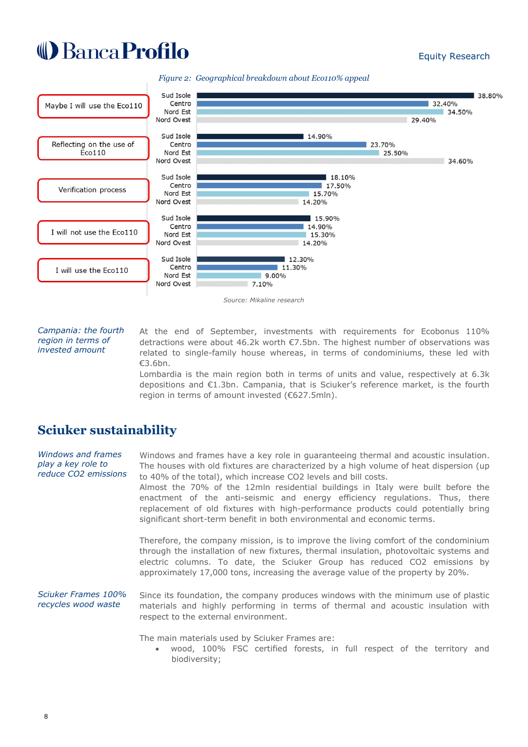*Figure 2: Geographical breakdown about Eco110% appeal*

| | Sud Isole | Centro | Nord Est | Nord Ovest |
|---|---|---|---|---|
| Maybe I will use the Eco110 | 38.80% | 32.40% | 34.50% | 29.40% |
| Reflecting on the use of Eco110 | 14.90% | 23.70% | 25.50% | 34.60% |
| Verification process | 18.10% | 17.50% | 15.70% | 14.20% |
| I will not use the Eco110 | 15.90% | 14.90% | 15.30% | 14.20% |
| I will use the Eco110 | 12.30% | 11.30% | 9.00% | 7.10% |

Source: Mikaline research

*Campania: the fourth region in terms of invested amount*

At the end of September, investments with requirements for Ecobonus 110% detractions were about 46.2k worth €7.5bn. The highest number of observations was related to single-family house whereas, in terms of condominiums, these led with €3.6bn.

Lombardia is the main region both in terms of units and value, respectively at 6.3k depositions and €1.3bn. Campania, that is Sciuker's reference market, is the fourth region in terms of amount invested (€627.5mln).

## Sciuker sustainability

*Windows and frames play a key role to reduce CO2 emissions*

Windows and frames have a key role in guaranteeing thermal and acoustic insulation. The houses with old fixtures are characterized by a high volume of heat dispersion (up to 40% of the total), which increase $CO_2$ levels and bill costs.

Almost the 70% of the 12mln residential buildings in Italy were built before the enactment of the anti-seismic and energy efficiency regulations. Thus, there replacement of old fixtures with high-performance products could potentially bring significant short-term benefit in both environmental and economic terms.

Therefore, the company mission, is to improve the living comfort of the condominium through the installation of new fixtures, thermal insulation, photovoltaic systems and electric columns. To date, the Sciuker Group has reduced $CO_2$ emissions by approximately 17,000 tons, increasing the average value of the property by 20%.

*Sciuker Frames 100% recycles wood waste*

Since its foundation, the company produces windows with the minimum use of plastic materials and highly performing in terms of thermal and acoustic insulation with respect to the external environment.

The main materials used by Sciuker Frames are:

- wood, 100% FSC certified forests, in full respect of the territory and biodiversity;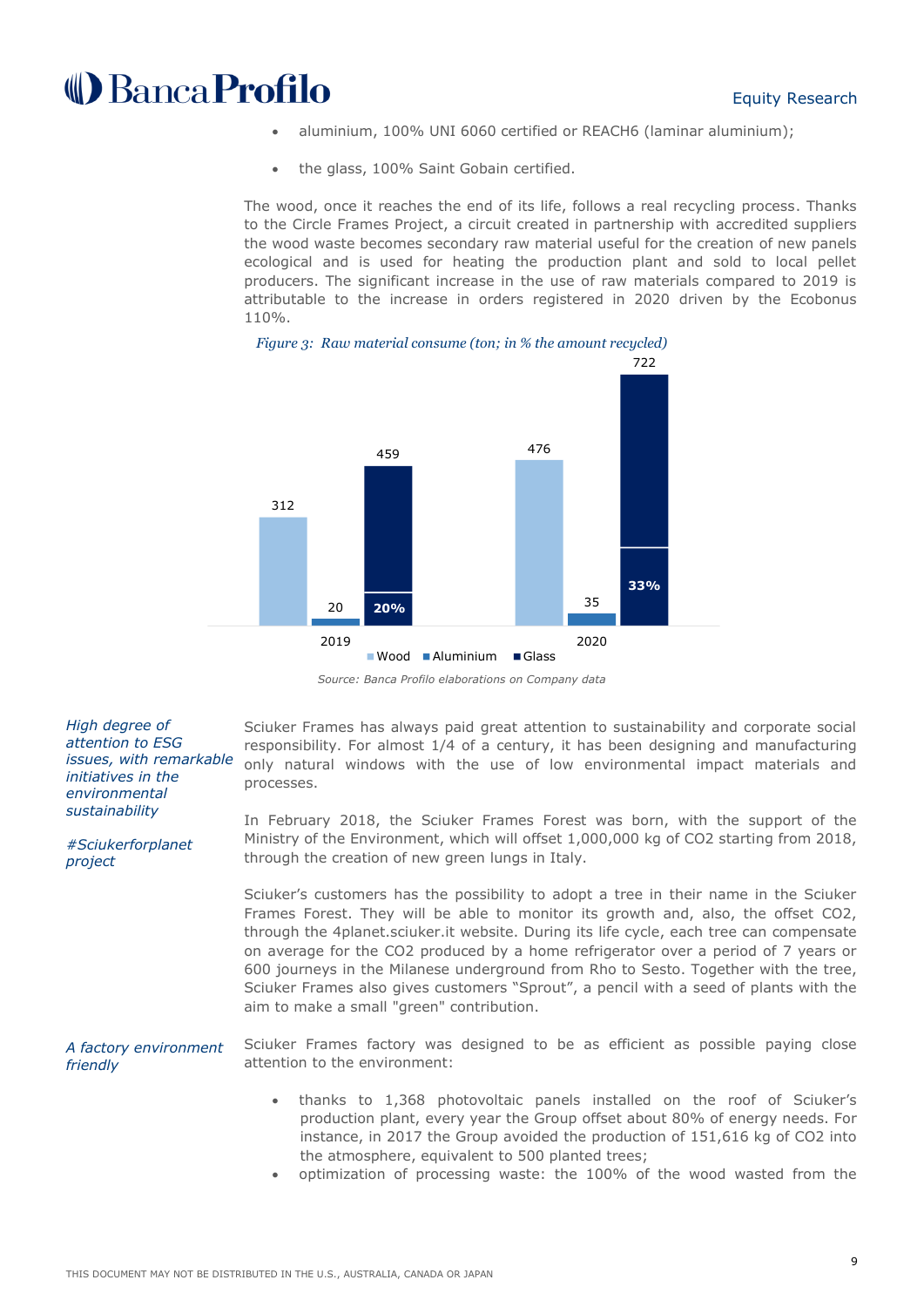- aluminium, 100% UNI 6060 certified or REACH6 (laminar aluminium);
- the glass, 100% Saint Gobain certified.

The wood, once it reaches the end of its life, follows a real recycling process. Thanks to the Circle Frames Project, a circuit created in partnership with accredited suppliers the wood waste becomes secondary raw material useful for the creation of new panels ecological and is used for heating the production plant and sold to local pellet producers. The significant increase in the use of raw materials compared to 2019 is attributable to the increase in orders registered in 2020 driven by the Ecobonus 110%.

*Figure 3: Raw material consume (ton; in % the amount recycled)*

| | Wood | Aluminium | Glass |
|---|---|---|---|
| 2019 | 312 | 20 | 459 (20%) |
| 2020 | 476 | 35 | 722 (33%) |

*Source: Banca Profilo elaborations on Company data*

*High degree of attention to ESG issues, with remarkable initiatives in the environmental sustainability*

Sciuker Frames has always paid great attention to sustainability and corporate social responsibility. For almost 1/4 of a century, it has been designing and manufacturing only natural windows with the use of low environmental impact materials and processes.

*#Sciukerforplanet project*

In February 2018, the Sciuker Frames Forest was born, with the support of the Ministry of the Environment, which will offset 1,000,000 kg of $CO_2$ starting from 2018, through the creation of new green lungs in Italy.

Sciuker's customers has the possibility to adopt a tree in their name in the Sciuker Frames Forest. They will be able to monitor its growth and, also, the offset $CO_2$, through the 4planet.sciuker.it website. During its life cycle, each tree can compensate on average for the $CO_2$ produced by a home refrigerator over a period of 7 years or 600 journeys in the Milanese underground from Rho to Sesto. Together with the tree, Sciuker Frames also gives customers "Sprout", a pencil with a seed of plants with the aim to make a small "green" contribution.

*A factory environment friendly*

Sciuker Frames factory was designed to be as efficient as possible paying close attention to the environment:

- thanks to 1,368 photovoltaic panels installed on the roof of Sciuker's production plant, every year the Group offset about 80% of energy needs. For instance, in 2017 the Group avoided the production of 151,616 kg of $CO_2$ into the atmosphere, equivalent to 500 planted trees;
- optimization of processing waste: the 100% of the wood wasted from the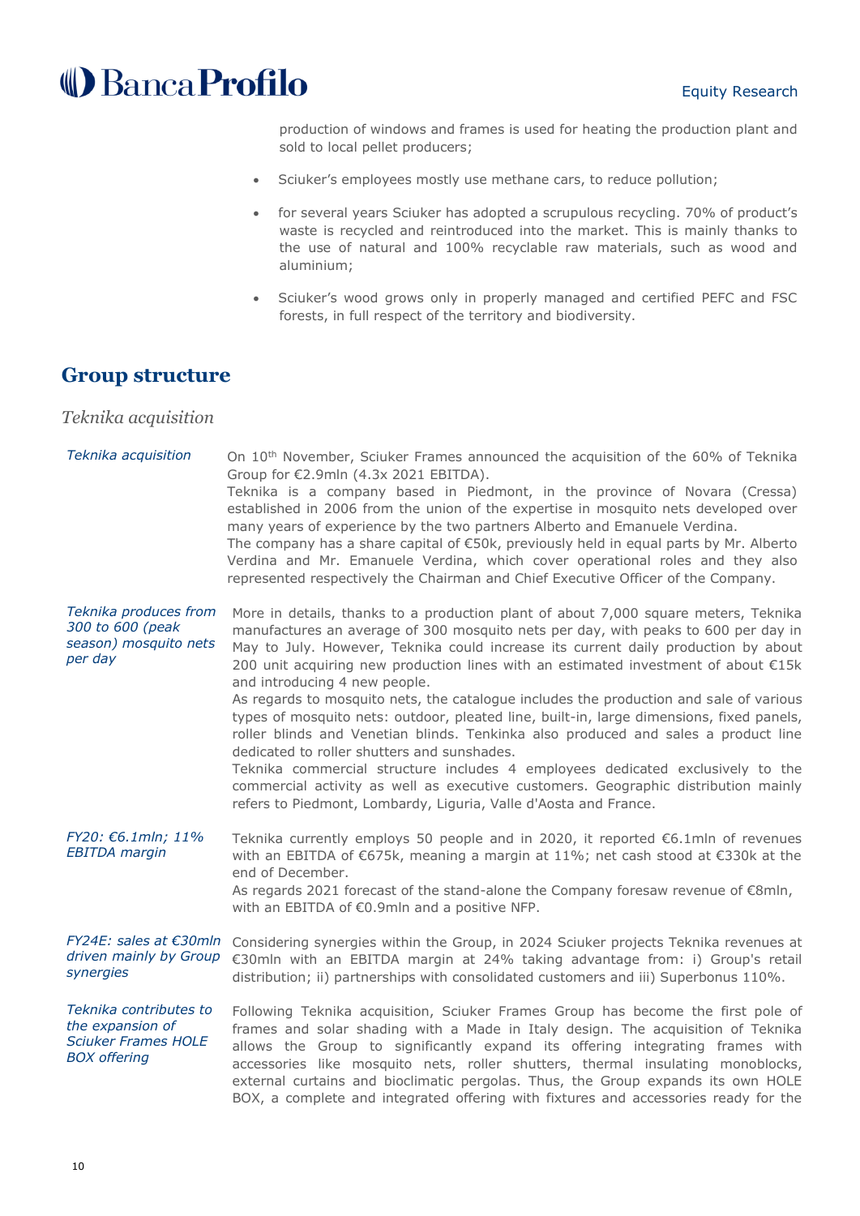production of windows and frames is used for heating the production plant and sold to local pellet producers;

- Sciuker's employees mostly use methane cars, to reduce pollution;
- for several years Sciuker has adopted a scrupulous recycling. 70% of product's waste is recycled and reintroduced into the market. This is mainly thanks to the use of natural and 100% recyclable raw materials, such as wood and aluminium;
- Sciuker's wood grows only in properly managed and certified PEFC and FSC forests, in full respect of the territory and biodiversity.

## Group structure

### *Teknika acquisition*

*Teknika acquisition*

On 10th November, Sciuker Frames announced the acquisition of the 60% of Teknika Group for €2.9mln (4.3x 2021 EBITDA).
Teknika is a company based in Piedmont, in the province of Novara (Cressa) established in 2006 from the union of the expertise in mosquito nets developed over many years of experience by the two partners Alberto and Emanuele Verdina.
The company has a share capital of €50k, previously held in equal parts by Mr. Alberto Verdina and Mr. Emanuele Verdina, which cover operational roles and they also represented respectively the Chairman and Chief Executive Officer of the Company.

*Teknika produces from 300 to 600 (peak season) mosquito nets per day*

More in details, thanks to a production plant of about 7,000 square meters, Teknika manufactures an average of 300 mosquito nets per day, with peaks to 600 per day in May to July. However, Teknika could increase its current daily production by about 200 unit acquiring new production lines with an estimated investment of about €15k and introducing 4 new people.
As regards to mosquito nets, the catalogue includes the production and sale of various types of mosquito nets: outdoor, pleated line, built-in, large dimensions, fixed panels, roller blinds and Venetian blinds. Tenkinka also produced and sales a product line dedicated to roller shutters and sunshades.
Teknika commercial structure includes 4 employees dedicated exclusively to the commercial activity as well as executive customers. Geographic distribution mainly refers to Piedmont, Lombardy, Liguria, Valle d'Aosta and France.

*FY20: €6.1mln; 11% EBITDA margin*

Teknika currently employs 50 people and in 2020, it reported €6.1mln of revenues with an EBITDA of €675k, meaning a margin at 11%; net cash stood at €330k at the end of December.
As regards 2021 forecast of the stand-alone the Company foresaw revenue of €8mln, with an EBITDA of €0.9mln and a positive NFP.

*FY24E: sales at €30mln driven mainly by Group synergies*

Considering synergies within the Group, in 2024 Sciuker projects Teknika revenues at €30mln with an EBITDA margin at 24% taking advantage from: i) Group's retail distribution; ii) partnerships with consolidated customers and iii) Superbonus 110%.

*Teknika contributes to the expansion of Sciuker Frames HOLE BOX offering*

Following Teknika acquisition, Sciuker Frames Group has become the first pole of frames and solar shading with a Made in Italy design. The acquisition of Teknika allows the Group to significantly expand its offering integrating frames with accessories like mosquito nets, roller shutters, thermal insulating monoblocks, external curtains and bioclimatic pergolas. Thus, the Group expands its own HOLE BOX, a complete and integrated offering with fixtures and accessories ready for the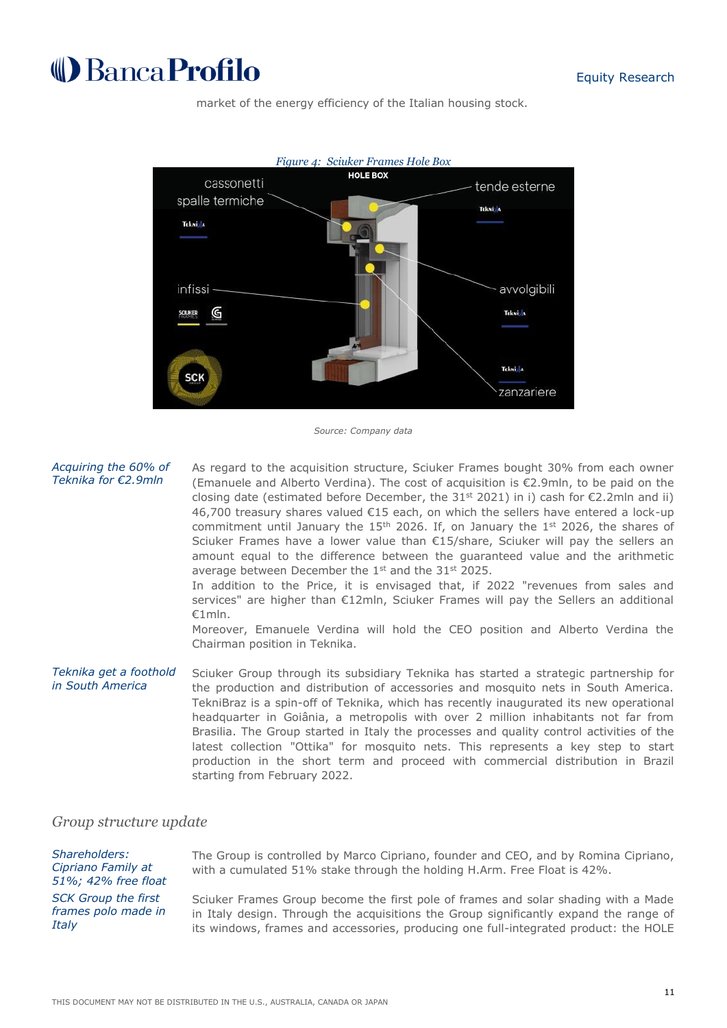market of the energy efficiency of the Italian housing stock.

*Figure 4: Sciuker Frames Hole Box*

Source: Company data

*Acquiring the 60% of Teknika for €2.9mln*

As regard to the acquisition structure, Sciuker Frames bought 30% from each owner (Emanuele and Alberto Verdina). The cost of acquisition is €2.9mln, to be paid on the closing date (estimated before December, the 31st 2021) in i) cash for €2.2mln and ii) 46,700 treasury shares valued €15 each, on which the sellers have entered a lock-up commitment until January the 15th 2026. If, on January the 1st 2026, the shares of Sciuker Frames have a lower value than €15/share, Sciuker will pay the sellers an amount equal to the difference between the guaranteed value and the arithmetic average between December the 1st and the 31st 2025.

In addition to the Price, it is envisaged that, if 2022 "revenues from sales and services" are higher than €12mln, Sciuker Frames will pay the Sellers an additional €1mln.

Moreover, Emanuele Verdina will hold the CEO position and Alberto Verdina the Chairman position in Teknika.

*Teknika get a foothold in South America*

Sciuker Group through its subsidiary Teknika has started a strategic partnership for the production and distribution of accessories and mosquito nets in South America. TekniBraz is a spin-off of Teknika, which has recently inaugurated its new operational headquarter in Goiânia, a metropolis with over 2 million inhabitants not far from Brasilia. The Group started in Italy the processes and quality control activities of the latest collection "Ottika" for mosquito nets. This represents a key step to start production in the short term and proceed with commercial distribution in Brazil starting from February 2022.

## Group structure update

*Shareholders: Cipriano Family at 51%; 42% free float*

The Group is controlled by Marco Cipriano, founder and CEO, and by Romina Cipriano, with a cumulated 51% stake through the holding H.Arm. Free Float is 42%.

*SCK Group the first frames polo made in Italy*

Sciuker Frames Group become the first pole of frames and solar shading with a Made in Italy design. Through the acquisitions the Group significantly expand the range of its windows, frames and accessories, producing one full-integrated product: the HOLE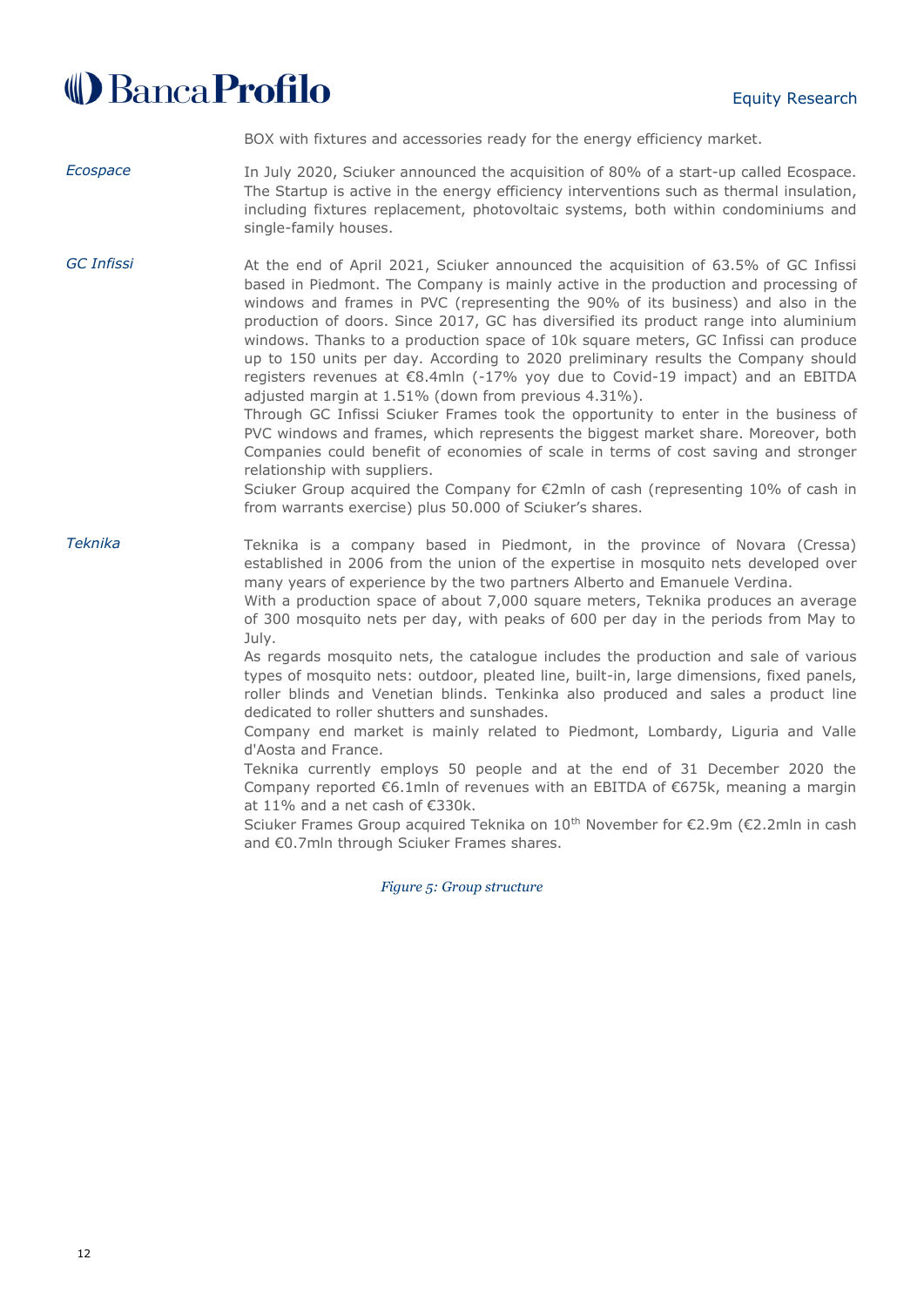BOX with fixtures and accessories ready for the energy efficiency market.

*Ecospace*

In July 2020, Sciuker announced the acquisition of 80% of a start-up called Ecospace. The Startup is active in the energy efficiency interventions such as thermal insulation, including fixtures replacement, photovoltaic systems, both within condominiums and single-family houses.

*GC Infissi*

At the end of April 2021, Sciuker announced the acquisition of 63.5% of GC Infissi based in Piedmont. The Company is mainly active in the production and processing of windows and frames in PVC (representing the 90% of its business) and also in the production of doors. Since 2017, GC has diversified its product range into aluminium windows. Thanks to a production space of 10k square meters, GC Infissi can produce up to 150 units per day. According to 2020 preliminary results the Company should registers revenues at €8.4mln (-17% yoy due to Covid-19 impact) and an EBITDA adjusted margin at 1.51% (down from previous 4.31%).

Through GC Infissi Sciuker Frames took the opportunity to enter in the business of PVC windows and frames, which represents the biggest market share. Moreover, both Companies could benefit of economies of scale in terms of cost saving and stronger relationship with suppliers.

Sciuker Group acquired the Company for €2mln of cash (representing 10% of cash in from warrants exercise) plus 50.000 of Sciuker's shares.

*Teknika*

Teknika is a company based in Piedmont, in the province of Novara (Cressa) established in 2006 from the union of the expertise in mosquito nets developed over many years of experience by the two partners Alberto and Emanuele Verdina.

With a production space of about 7,000 square meters, Teknika produces an average of 300 mosquito nets per day, with peaks of 600 per day in the periods from May to July.

As regards mosquito nets, the catalogue includes the production and sale of various types of mosquito nets: outdoor, pleated line, built-in, large dimensions, fixed panels, roller blinds and Venetian blinds. Tenkinka also produced and sales a product line dedicated to roller shutters and sunshades.

Company end market is mainly related to Piedmont, Lombardy, Liguria and Valle d'Aosta and France.

Teknika currently employs 50 people and at the end of 31 December 2020 the Company reported €6.1mln of revenues with an EBITDA of €675k, meaning a margin at 11% and a net cash of €330k.

Sciuker Frames Group acquired Teknika on 10th November for €2.9m (€2.2mln in cash and €0.7mln through Sciuker Frames shares.

*Figure 5: Group structure*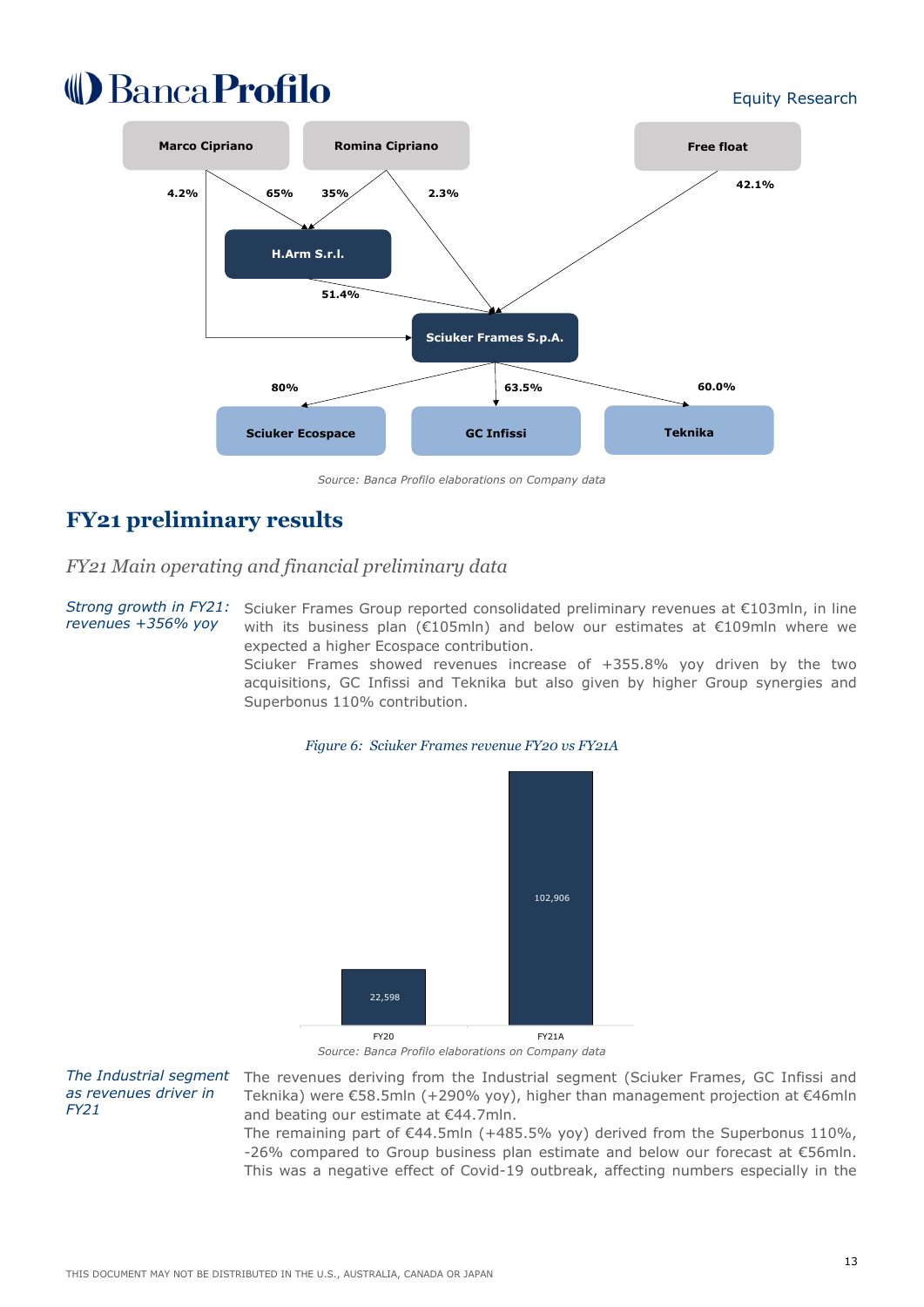Marco Cipriano

Romina Cipriano

Free float

4.2%

65%

35%

2.3%

42.1%

H.Arm S.r.l.

51.4%

Sciuker Frames S.p.A.

80%

63.5%

60.0%

Sciuker Ecospace

GC Infissi

Teknika

*Source: Banca Profilo elaborations on Company data*

## FY21 preliminary results

### *FY21 Main operating and financial preliminary data*

*Strong growth in FY21: revenues +356% yoy*

Sciuker Frames Group reported consolidated preliminary revenues at €103mln, in line with its business plan (€105mln) and below our estimates at €109mln where we expected a higher Ecospace contribution.
Sciuker Frames showed revenues increase of +355.8% yoy driven by the two acquisitions, GC Infissi and Teknika but also given by higher Group synergies and Superbonus 110% contribution.

*Figure 6: Sciuker Frames revenue FY20 vs FY21A*

| | FY20 | FY21A |
|---|---|---|
| Revenue | 22,598 | 102,906 |

*Source: Banca Profilo elaborations on Company data*

*The Industrial segment as revenues driver in FY21*

The revenues deriving from the Industrial segment (Sciuker Frames, GC Infissi and Teknika) were €58.5mln (+290% yoy), higher than management projection at €46mln and beating our estimate at €44.7mln.
The remaining part of €44.5mln (+485.5% yoy) derived from the Superbonus 110%, -26% compared to Group business plan estimate and below our forecast at €56mln. This was a negative effect of Covid-19 outbreak, affecting numbers especially in the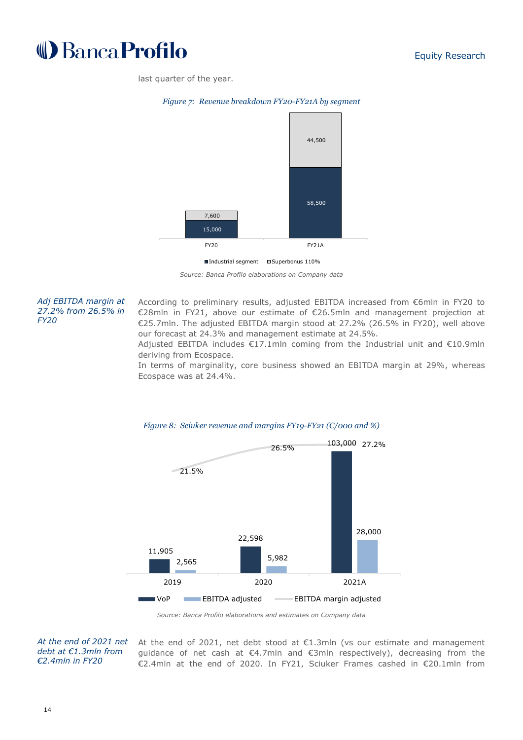last quarter of the year.

*Figure 7: Revenue breakdown FY20-FY21A by segment*

| | Industrial segment | Superbonus 110% |
|---|---|---|
| FY20 | 15,000 | 7,600 |
| FY21A | 58,500 | 44,500 |

*Source: Banca Profilo elaborations on Company data*

*Adj EBITDA margin at 27.2% from 26.5% in FY20*

According to preliminary results, adjusted EBITDA increased from €6mln in FY20 to €28mln in FY21, above our estimate of €26.5mln and management projection at €25.7mln. The adjusted EBITDA margin stood at 27.2% (26.5% in FY20), well above our forecast at 24.3% and management estimate at 24.5%.

Adjusted EBITDA includes €17.1mln coming from the Industrial unit and €10.9mln deriving from Ecospace.

In terms of marginality, core business showed an EBITDA margin at 29%, whereas Ecospace was at 24.4%.

*Figure 8: Sciuker revenue and margins FY19-FY21 (€/000 and %)*

| | VoP | EBITDA adjusted | EBITDA margin adjusted |
|---|---|---|---|
| 2019 | 11,905 | 2,565 | 21.5% |
| 2020 | 22,598 | 5,982 | 26.5% |
| 2021A | 103,000 | 28,000 | 27.2% |

*Source: Banca Profilo elaborations and estimates on Company data*

*At the end of 2021 net debt at €1.3mln from €2.4mln in FY20*

At the end of 2021, net debt stood at €1.3mln (vs our estimate and management guidance of net cash at €4.7mln and €3mln respectively), decreasing from the €2.4mln at the end of 2020. In FY21, Sciuker Frames cashed in €20.1mln from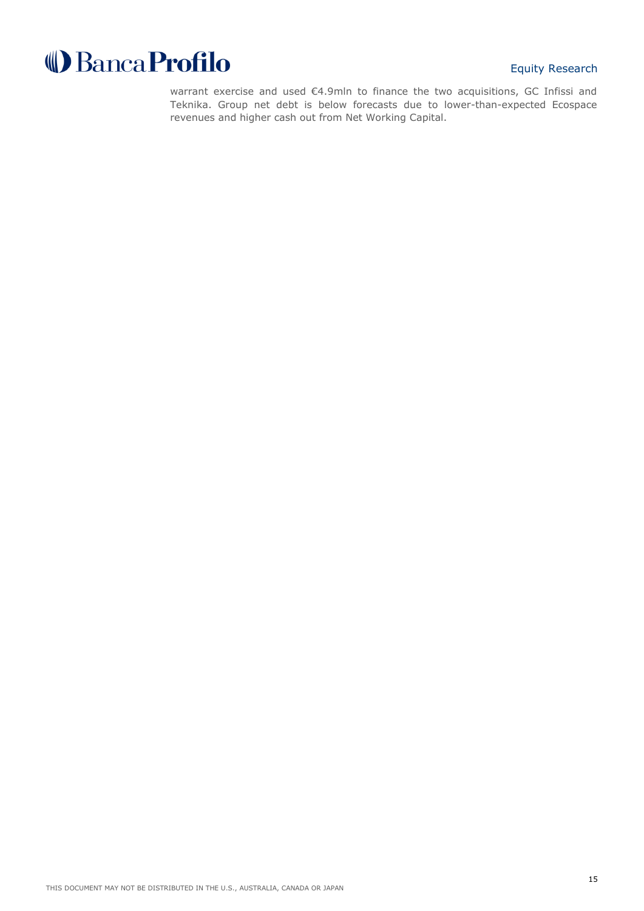warrant exercise and used €4.9mln to finance the two acquisitions, GC Infissi and Teknika. Group net debt is below forecasts due to lower-than-expected Ecospace revenues and higher cash out from Net Working Capital.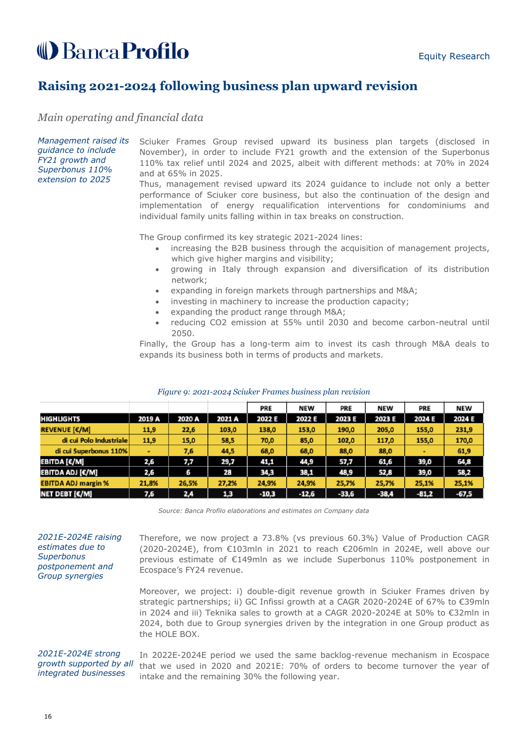## Raising 2021-2024 following business plan upward revision

### *Main operating and financial data*

*Management raised its guidance to include FY21 growth and Superbonus 110% extension to 2025*

Sciuker Frames Group revised upward its business plan targets (disclosed in November), in order to include FY21 growth and the extension of the Superbonus 110% tax relief until 2024 and 2025, albeit with different methods: at 70% in 2024 and at 65% in 2025.

Thus, management revised upward its 2024 guidance to include not only a better performance of Sciuker core business, but also the continuation of the design and implementation of energy requalification interventions for condominiums and individual family units falling within in tax breaks on construction.

The Group confirmed its key strategic 2021-2024 lines:

- increasing the B2B business through the acquisition of management projects, which give higher margins and visibility;
- growing in Italy through expansion and diversification of its distribution network;
- expanding in foreign markets through partnerships and M&A;
- investing in machinery to increase the production capacity;
- expanding the product range through M&A;
- reducing $CO_2$ emission at 55% until 2030 and become carbon-neutral until 2050.

Finally, the Group has a long-term aim to invest its cash through M&A deals to expands its business both in terms of products and markets.

*Figure 9: 2021-2024 Sciuker Frames business plan revision*

| | | | | PRE | NEW | PRE | NEW | PRE | NEW |
|---|---|---|---|---|---|---|---|---|---|
| **HIGHLIGHTS** | **2019 A** | **2020 A** | **2021 A** | **2022 E** | **2022 E** | **2023 E** | **2023 E** | **2024 E** | **2024 E** |
| **REVENUE [€/M]** | 11,9 | 22,6 | 103,0 | 138,0 | 153,0 | 190,0 | 205,0 | 155,0 | 231,9 |
| di cui Polo Industriale | 11,9 | 15,0 | 58,5 | 70,0 | 85,0 | 102,0 | 117,0 | 155,0 | 170,0 |
| di cui Superbonus 110% | - | 7,6 | 44,5 | 68,0 | 68,0 | 88,0 | 88,0 | - | 61,9 |
| **EBITDA [€/M]** | 2,6 | 7,7 | 29,7 | 41,1 | 44,9 | 57,7 | 61,6 | 39,0 | 64,8 |
| **EBITDA ADJ [€/M]** | 2,6 | 6 | 28 | 34,3 | 38,1 | 48,9 | 52,8 | 39,0 | 58,2 |
| **EBITDA ADJ margin %** | 21,8% | 26,5% | 27,2% | 24,9% | 24,9% | 25,7% | 25,7% | 25,1% | 25,1% |
| **NET DEBT [€/M]** | 7,6 | 2,4 | 1,3 | -10,3 | -12,6 | -33,6 | -38,4 | -81,2 | -67,5 |

Source: Banca Profilo elaborations and estimates on Company data

*2021E-2024E raising estimates due to Superbonus postponement and Group synergies*

Therefore, we now project a 73.8% (vs previous 60.3%) Value of Production CAGR (2020-2024E), from €103mln in 2021 to reach €206mln in 2024E, well above our previous estimate of €149mln as we include Superbonus 110% postponement in Ecospace's FY24 revenue.

Moreover, we project: i) double-digit revenue growth in Sciuker Frames driven by strategic partnerships; ii) GC Infissi growth at a CAGR 2020-2024E of 67% to €39mln in 2024 and iii) Teknika sales to growth at a CAGR 2020-2024E at 50% to €32mln in 2024, both due to Group synergies driven by the integration in one Group product as the HOLE BOX.

*2021E-2024E strong growth supported by all integrated businesses*

In 2022E-2024E period we used the same backlog-revenue mechanism in Ecospace that we used in 2020 and 2021E: 70% of orders to become turnover the year of intake and the remaining 30% the following year.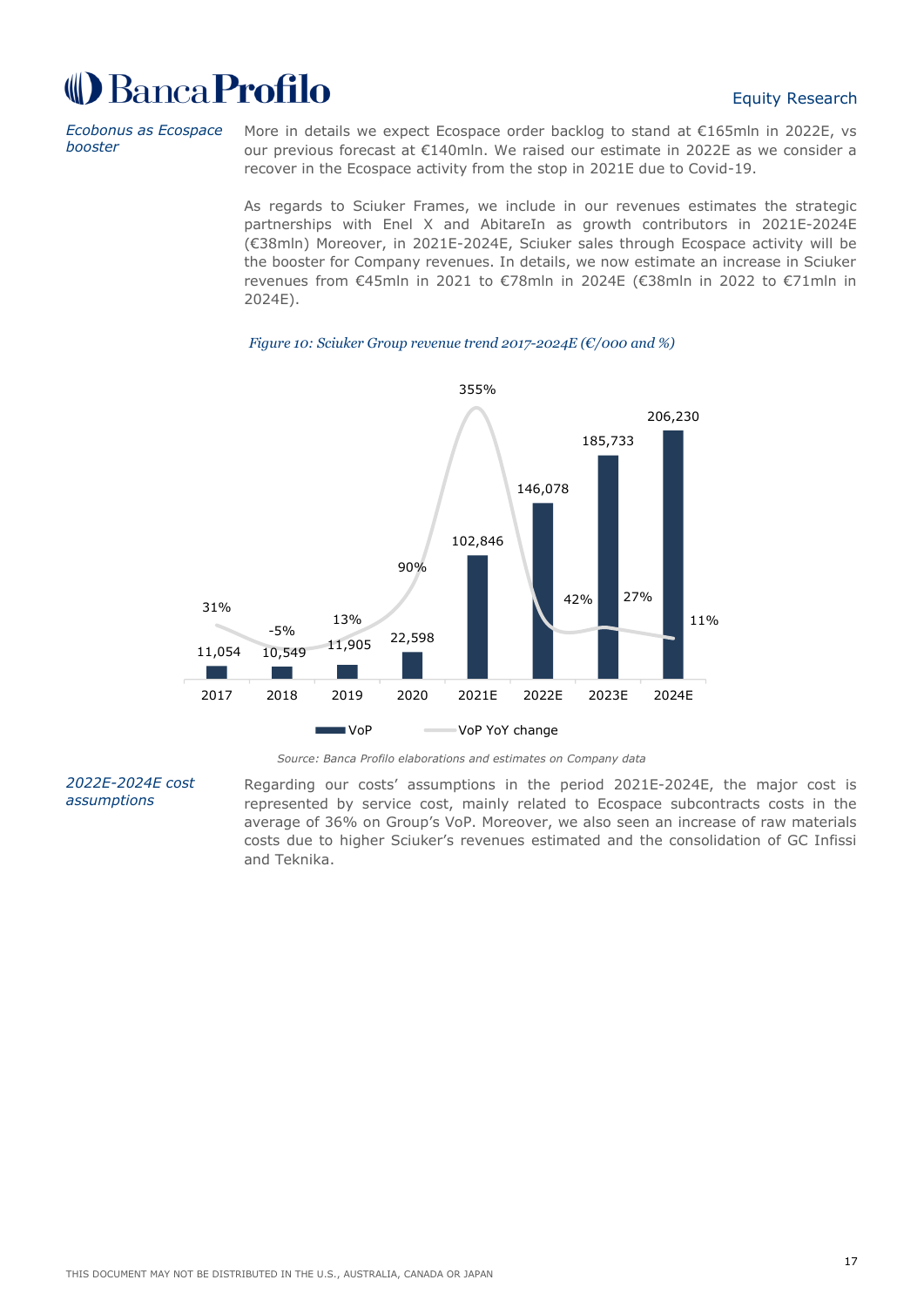*Ecobonus as Ecospace booster*

More in details we expect Ecospace order backlog to stand at €165mln in 2022E, vs our previous forecast at €140mln. We raised our estimate in 2022E as we consider a recover in the Ecospace activity from the stop in 2021E due to Covid-19.

As regards to Sciuker Frames, we include in our revenues estimates the strategic partnerships with Enel X and AbitareIn as growth contributors in 2021E-2024E (€38mln) Moreover, in 2021E-2024E, Sciuker sales through Ecospace activity will be the booster for Company revenues. In details, we now estimate an increase in Sciuker revenues from €45mln in 2021 to €78mln in 2024E (€38mln in 2022 to €71mln in 2024E).

*Figure 10: Sciuker Group revenue trend 2017-2024E (€/000 and %)*

| | 2017 | 2018 | 2019 | 2020 | 2021E | 2022E | 2023E | 2024E |
|---|---|---|---|---|---|---|---|---|
| VoP | 11,054 | 10,549 | 11,905 | 22,598 | 102,846 | 146,078 | 185,733 | 206,230 |
| VoP YoY change | 31% | -5% | 13% | 90% | 355% | 42% | 27% | 11% |

Source: Banca Profilo elaborations and estimates on Company data

*2022E-2024E cost assumptions*

Regarding our costs' assumptions in the period 2021E-2024E, the major cost is represented by service cost, mainly related to Ecospace subcontracts costs in the average of 36% on Group's VoP. Moreover, we also seen an increase of raw materials costs due to higher Sciuker's revenues estimated and the consolidation of GC Infissi and Teknika.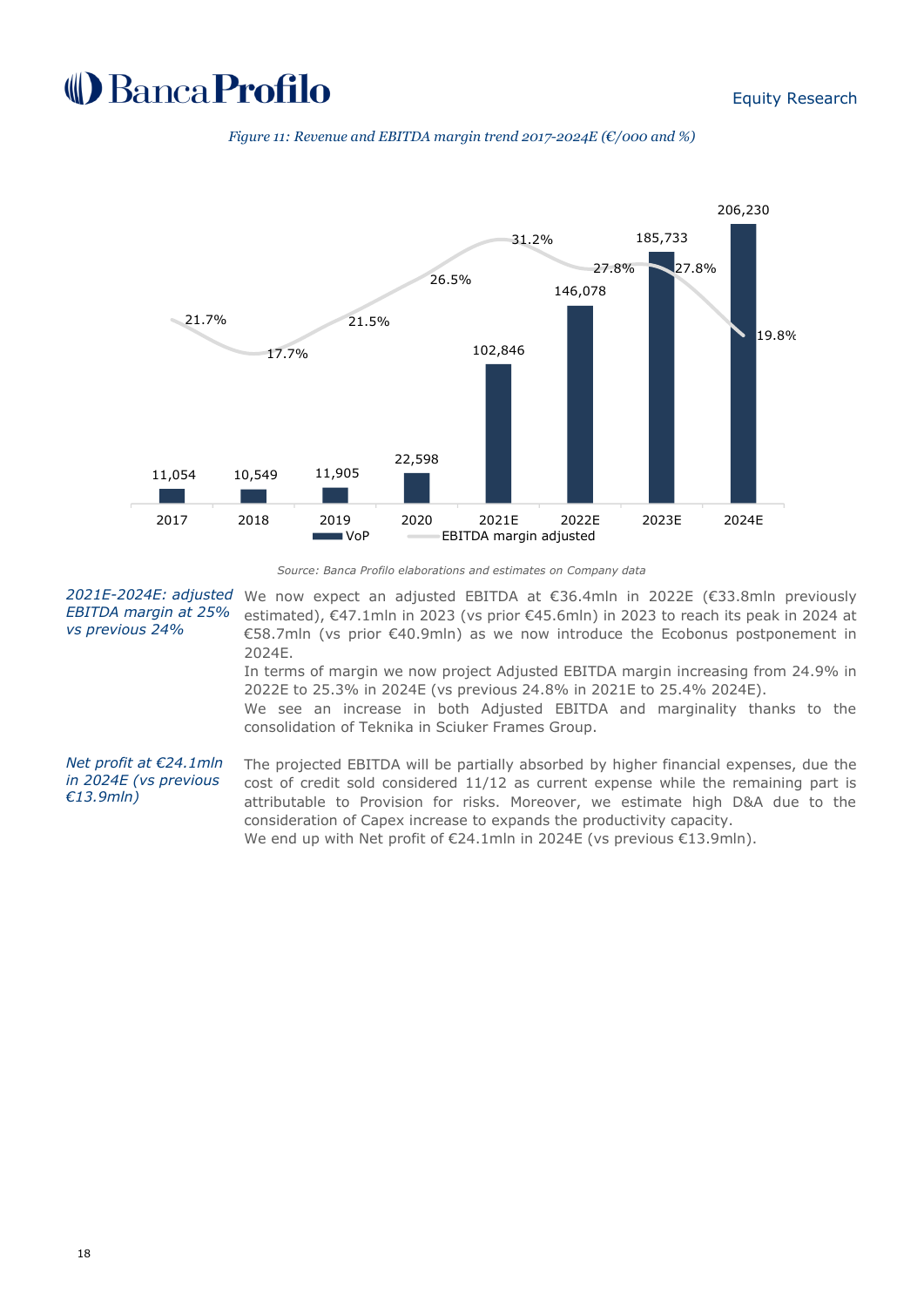*Figure 11: Revenue and EBITDA margin trend 2017-2024E (€/000 and %)*

| | 2017 | 2018 | 2019 | 2020 | 2021E | 2022E | 2023E | 2024E |
|---|---|---|---|---|---|---|---|---|
| VoP | 11,054 | 10,549 | 11,905 | 22,598 | 102,846 | 146,078 | 185,733 | 206,230 |
| EBITDA margin adjusted | 21.7% | 17.7% | 21.5% | 26.5% | 31.2% | 27.8% | 27.8% | 19.8% |

*Source: Banca Profilo elaborations and estimates on Company data*

*2021E-2024E: adjusted EBITDA margin at 25% vs previous 24%*

We now expect an adjusted EBITDA at €36.4mln in 2022E (€33.8mln previously estimated), €47.1mln in 2023 (vs prior €45.6mln) in 2023 to reach its peak in 2024 at €58.7mln (vs prior €40.9mln) as we now introduce the Ecobonus postponement in 2024E.

In terms of margin we now project Adjusted EBITDA margin increasing from 24.9% in 2022E to 25.3% in 2024E (vs previous 24.8% in 2021E to 25.4% 2024E).

We see an increase in both Adjusted EBITDA and marginality thanks to the consolidation of Teknika in Sciuker Frames Group.

*Net profit at €24.1mln in 2024E (vs previous €13.9mln)*

The projected EBITDA will be partially absorbed by higher financial expenses, due the cost of credit sold considered 11/12 as current expense while the remaining part is attributable to Provision for risks. Moreover, we estimate high D&A due to the consideration of Capex increase to expands the productivity capacity.

We end up with Net profit of €24.1mln in 2024E (vs previous €13.9mln).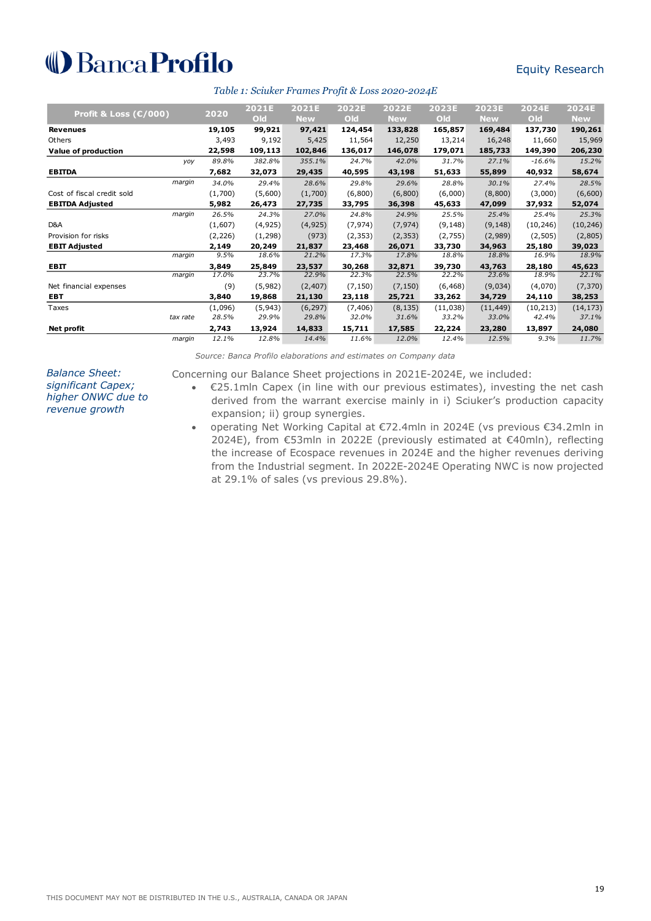*Table 1: Sciuker Frames Profit & Loss 2020-2024E*

| Profit & Loss (€/000) | | 2020 | 2021E Old | 2021E New | 2022E Old | 2022E New | 2023E Old | 2023E New | 2024E Old | 2024E New |
|---|---|---|---|---|---|---|---|---|---|---|
| **Revenues** | | **19,105** | **99,921** | **97,421** | **124,454** | **133,828** | **165,857** | **169,484** | **137,730** | **190,261** |
| Others | | 3,493 | 9,192 | 5,425 | 11,564 | 12,250 | 13,214 | 16,248 | 11,660 | 15,969 |
| **Value of production** | | **22,598** | **109,113** | **102,846** | **136,017** | **146,078** | **179,071** | **185,733** | **149,390** | **206,230** |
| | *yoy* | *89.8%* | *382.8%* | *355.1%* | *24.7%* | *42.0%* | *31.7%* | *27.1%* | *-16.6%* | *15.2%* |
| **EBITDA** | | **7,682** | **32,073** | **29,435** | **40,595** | **43,198** | **51,633** | **55,899** | **40,932** | **58,674** |
| | *margin* | *34.0%* | *29.4%* | *28.6%* | *29.8%* | *29.6%* | *28.8%* | *30.1%* | *27.4%* | *28.5%* |
| Cost of fiscal credit sold | | (1,700) | (5,600) | (1,700) | (6,800) | (6,800) | (6,000) | (8,800) | (3,000) | (6,600) |
| **EBITDA Adjusted** | | **5,982** | **26,473** | **27,735** | **33,795** | **36,398** | **45,633** | **47,099** | **37,932** | **52,074** |
| | *margin* | *26.5%* | *24.3%* | *27.0%* | *24.8%* | *24.9%* | *25.5%* | *25.4%* | *25.4%* | *25.3%* |
| D&A | | (1,607) | (4,925) | (4,925) | (7,974) | (7,974) | (9,148) | (9,148) | (10,246) | (10,246) |
| Provision for risks | | (2,226) | (1,298) | (973) | (2,353) | (2,353) | (2,755) | (2,989) | (2,505) | (2,805) |
| **EBIT Adjusted** | | **2,149** | **20,249** | **21,837** | **23,468** | **26,071** | **33,730** | **34,963** | **25,180** | **39,023** |
| | *margin* | *9.5%* | *18.6%* | *21.2%* | *17.3%* | *17.8%* | *18.8%* | *18.8%* | *16.9%* | *18.9%* |
| **EBIT** | | **3,849** | **25,849** | **23,537** | **30,268** | **32,871** | **39,730** | **43,763** | **28,180** | **45,623** |
| | *margin* | *17.0%* | *23.7%* | *22.9%* | *22.3%* | *22.5%* | *22.2%* | *23.6%* | *18.9%* | *22.1%* |
| Net financial expenses | | (9) | (5,982) | (2,407) | (7,150) | (7,150) | (6,468) | (9,034) | (4,070) | (7,370) |
| **EBT** | | **3,840** | **19,868** | **21,130** | **23,118** | **25,721** | **33,262** | **34,729** | **24,110** | **38,253** |
| Taxes | | (1,096) | (5,943) | (6,297) | (7,406) | (8,135) | (11,038) | (11,449) | (10,213) | (14,173) |
| | *tax rate* | *28.5%* | *29.9%* | *29.8%* | *32.0%* | *31.6%* | *33.2%* | *33.0%* | *42.4%* | *37.1%* |
| **Net profit** | | **2,743** | **13,924** | **14,833** | **15,711** | **17,585** | **22,224** | **23,280** | **13,897** | **24,080** |
| | *margin* | *12.1%* | *12.8%* | *14.4%* | *11.6%* | *12.0%* | *12.4%* | *12.5%* | *9.3%* | *11.7%* |

*Source: Banca Profilo elaborations and estimates on Company data*

*Balance Sheet: significant Capex; higher ONWC due to revenue growth*

Concerning our Balance Sheet projections in 2021E-2024E, we included:

- €25.1mln Capex (in line with our previous estimates), investing the net cash derived from the warrant exercise mainly in i) Sciuker's production capacity expansion; ii) group synergies.
- operating Net Working Capital at €72.4mln in 2024E (vs previous €34.2mln in 2024E), from €53mln in 2022E (previously estimated at €40mln), reflecting the increase of Ecospace revenues in 2024E and the higher revenues deriving from the Industrial segment. In 2022E-2024E Operating NWC is now projected at 29.1% of sales (vs previous 29.8%).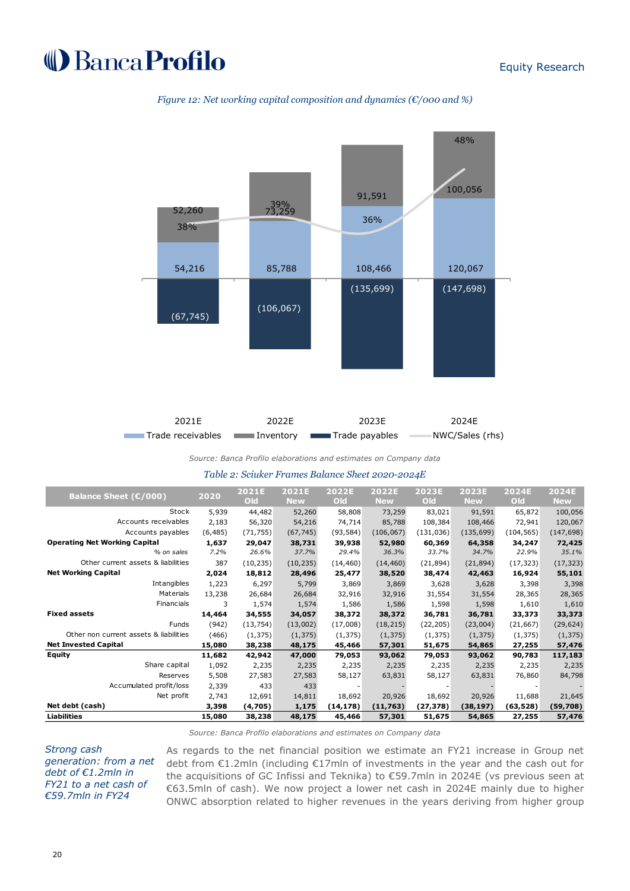*Figure 12: Net working capital composition and dynamics (€/000 and %)*

| | 2021E | 2022E | 2023E | 2024E |
|---|---|---|---|---|
| Inventory | 52,260 | 73,259 | 91,591 | 100,056 |
| Trade receivables | 54,216 | 85,788 | 108,466 | 120,067 |
| Trade payables | (67,745) | (106,067) | (135,699) | (147,698) |
| NWC/Sales (rhs) | 38% | 39% | 36% | 48% |

*Source: Banca Profilo elaborations and estimates on Company data*

*Table 2: Sciuker Frames Balance Sheet 2020-2024E*

| Balance Sheet (€/000) | 2020 | 2021E Old | 2021E New | 2022E Old | 2022E New | 2023E Old | 2023E New | 2024E Old | 2024E New |
|---|---|---|---|---|---|---|---|---|---|
| Stock | 5,939 | 44,482 | 52,260 | 58,808 | 73,259 | 83,021 | 91,591 | 65,872 | 100,056 |
| Accounts receivables | 2,183 | 56,320 | 54,216 | 74,714 | 85,788 | 108,384 | 108,466 | 72,941 | 120,067 |
| Accounts payables | (6,485) | (71,755) | (67,745) | (93,584) | (106,067) | (131,036) | (135,699) | (104,565) | (147,698) |
| **Operating Net Working Capital** | **1,637** | **29,047** | **38,731** | **39,938** | **52,980** | **60,369** | **64,358** | **34,247** | **72,425** |
| *% on sales* | *7.2%* | *26.6%* | *37.7%* | *29.4%* | *36.3%* | *33.7%* | *34.7%* | *22.9%* | *35.1%* |
| Other current assets & liabilities | 387 | (10,235) | (10,235) | (14,460) | (14,460) | (21,894) | (21,894) | (17,323) | (17,323) |
| **Net Working Capital** | **2,024** | **18,812** | **28,496** | **25,477** | **38,520** | **38,474** | **42,463** | **16,924** | **55,101** |
| Intangibles | 1,223 | 6,297 | 5,799 | 3,869 | 3,869 | 3,628 | 3,628 | 3,398 | 3,398 |
| Materials | 13,238 | 26,684 | 26,684 | 32,916 | 32,916 | 31,554 | 31,554 | 28,365 | 28,365 |
| Financials | 3 | 1,574 | 1,574 | 1,586 | 1,586 | 1,598 | 1,598 | 1,610 | 1,610 |
| **Fixed assets** | **14,464** | **34,555** | **34,057** | **38,372** | **38,372** | **36,781** | **36,781** | **33,373** | **33,373** |
| Funds | (942) | (13,754) | (13,002) | (17,008) | (18,215) | (22,205) | (23,004) | (21,667) | (29,624) |
| Other non current assets & liabilities | (466) | (1,375) | (1,375) | (1,375) | (1,375) | (1,375) | (1,375) | (1,375) | (1,375) |
| **Net Invested Capital** | **15,080** | **38,238** | **48,175** | **45,466** | **57,301** | **51,675** | **54,865** | **27,255** | **57,476** |
| **Equity** | **11,682** | **42,942** | **47,000** | **79,053** | **93,062** | **79,053** | **93,062** | **90,783** | **117,183** |
| Share capital | 1,092 | 2,235 | 2,235 | 2,235 | 2,235 | 2,235 | 2,235 | 2,235 | 2,235 |
| Reserves | 5,508 | 27,583 | 27,583 | 58,127 | 63,831 | 58,127 | 63,831 | 76,860 | 84,798 |
| Accumulated profit/loss | 2,339 | 433 | 433 | - | - | - | - | - | - |
| Net profit | 2,743 | 12,691 | 14,811 | 18,692 | 20,926 | 18,692 | 20,926 | 11,688 | 21,645 |
| **Net debt (cash)** | **3,398** | **(4,705)** | **1,175** | **(14,178)** | **(11,763)** | **(27,378)** | **(38,197)** | **(63,528)** | **(59,708)** |
| **Liabilities** | **15,080** | **38,238** | **48,175** | **45,466** | **57,301** | **51,675** | **54,865** | **27,255** | **57,476** |

*Source: Banca Profilo elaborations and estimates on Company data*

*Strong cash generation: from a net debt of €1.2mln in FY21 to a net cash of €59.7mln in FY24*

As regards to the net financial position we estimate an FY21 increase in Group net debt from €1.2mln (including €17mln of investments in the year and the cash out for the acquisitions of GC Infissi and Teknika) to €59.7mln in 2024E (vs previous seen at €63.5mln of cash). We now project a lower net cash in 2024E mainly due to higher ONWC absorption related to higher revenues in the years deriving from higher group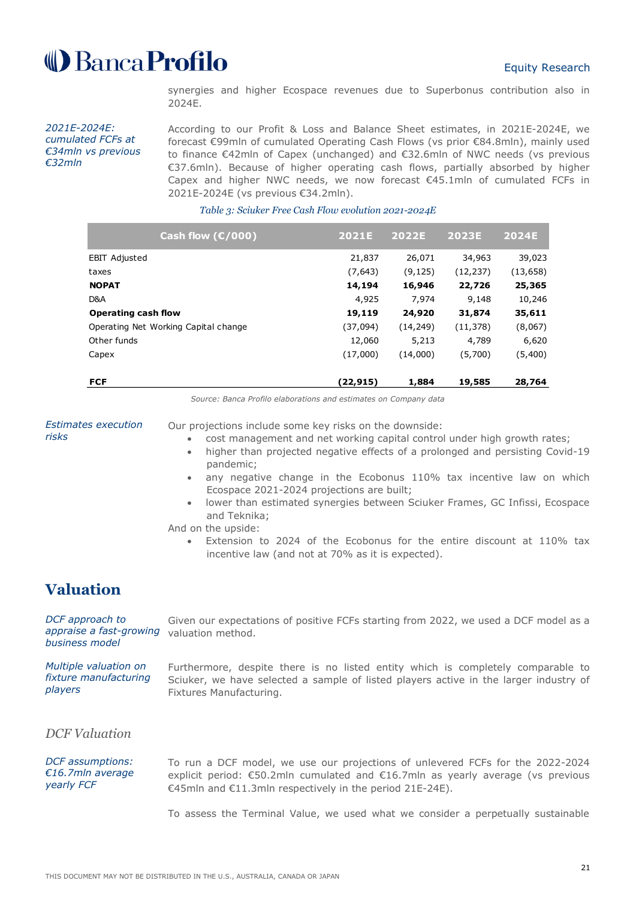synergies and higher Ecospace revenues due to Superbonus contribution also in 2024E.

*2021E-2024E: cumulated FCFs at €34mln vs previous €32mln*

According to our Profit & Loss and Balance Sheet estimates, in 2021E-2024E, we forecast €99mln of cumulated Operating Cash Flows (vs prior €84.8mln), mainly used to finance €42mln of Capex (unchanged) and €32.6mln of NWC needs (vs previous €37.6mln). Because of higher operating cash flows, partially absorbed by higher Capex and higher NWC needs, we now forecast €45.1mln of cumulated FCFs in 2021E-2024E (vs previous €34.2mln).

*Table 3: Sciuker Free Cash Flow evolution 2021-2024E*

| Cash flow (€/000) | 2021E | 2022E | 2023E | 2024E |
|---|---|---|---|---|
| EBIT Adjusted | 21,837 | 26,071 | 34,963 | 39,023 |
| taxes | (7,643) | (9,125) | (12,237) | (13,658) |
| **NOPAT** | **14,194** | **16,946** | **22,726** | **25,365** |
| D&A | 4,925 | 7,974 | 9,148 | 10,246 |
| **Operating cash flow** | **19,119** | **24,920** | **31,874** | **35,611** |
| Operating Net Working Capital change | (37,094) | (14,249) | (11,378) | (8,067) |
| Other funds | 12,060 | 5,213 | 4,789 | 6,620 |
| Capex | (17,000) | (14,000) | (5,700) | (5,400) |
| **FCF** | **(22,915)** | **1,884** | **19,585** | **28,764** |

*Source: Banca Profilo elaborations and estimates on Company data*

*Estimates execution risks*

Our projections include some key risks on the downside:

- cost management and net working capital control under high growth rates;
- higher than projected negative effects of a prolonged and persisting Covid-19 pandemic;
- any negative change in the Ecobonus 110% tax incentive law on which Ecospace 2021-2024 projections are built;
- lower than estimated synergies between Sciuker Frames, GC Infissi, Ecospace and Teknika;

And on the upside:

- Extension to 2024 of the Ecobonus for the entire discount at 110% tax incentive law (and not at 70% as it is expected).

# Valuation

*DCF approach to appraise a fast-growing business model*

Given our expectations of positive FCFs starting from 2022, we used a DCF model as a valuation method.

*Multiple valuation on fixture manufacturing players*

Furthermore, despite there is no listed entity which is completely comparable to Sciuker, we have selected a sample of listed players active in the larger industry of Fixtures Manufacturing.

## DCF Valuation

*DCF assumptions: €16.7mln average yearly FCF*

To run a DCF model, we use our projections of unlevered FCFs for the 2022-2024 explicit period: €50.2mln cumulated and €16.7mln as yearly average (vs previous €45mln and €11.3mln respectively in the period 21E-24E).

To assess the Terminal Value, we used what we consider a perpetually sustainable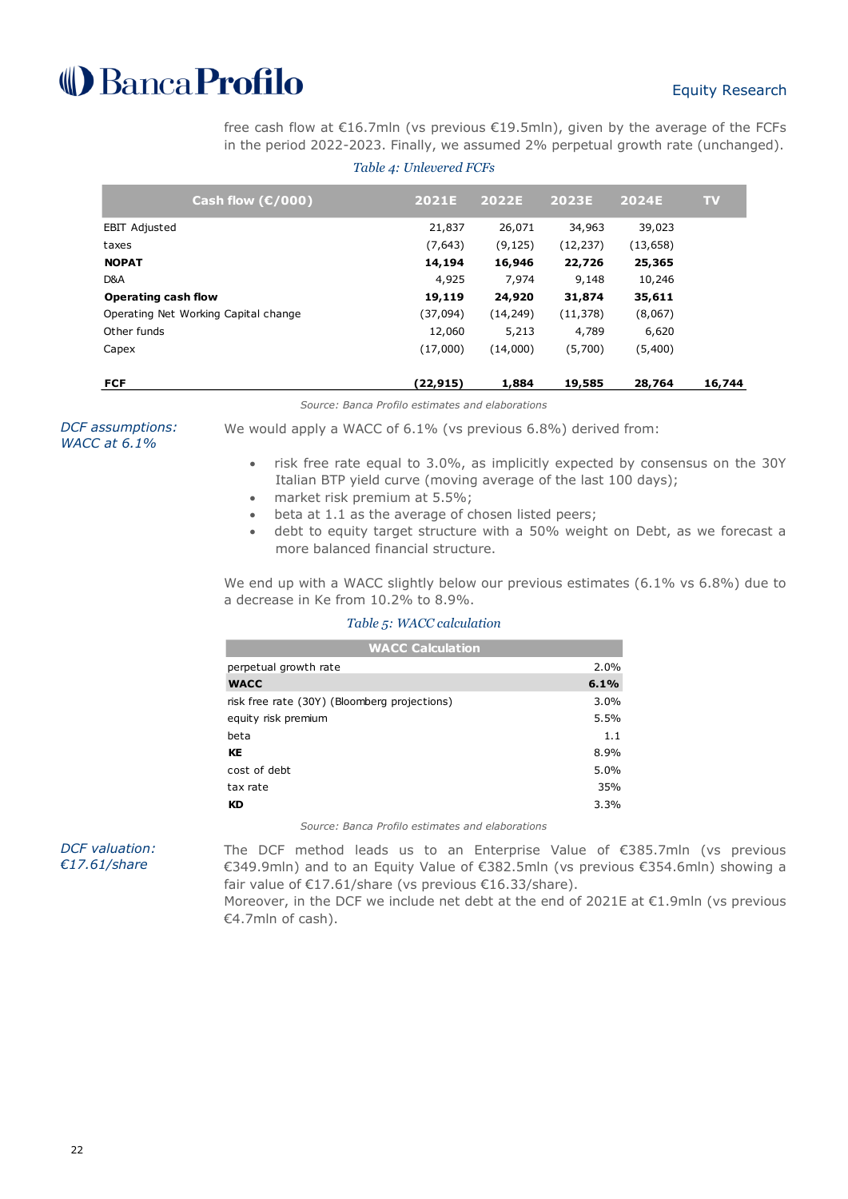free cash flow at €16.7mln (vs previous €19.5mln), given by the average of the FCFs in the period 2022-2023. Finally, we assumed 2% perpetual growth rate (unchanged).

*Table 4: Unlevered FCFs*

| Cash flow (€/000) | 2021E | 2022E | 2023E | 2024E | TV |
|---|---|---|---|---|---|
| EBIT Adjusted | 21,837 | 26,071 | 34,963 | 39,023 | |
| taxes | (7,643) | (9,125) | (12,237) | (13,658) | |
| **NOPAT** | **14,194** | **16,946** | **22,726** | **25,365** | |
| D&A | 4,925 | 7,974 | 9,148 | 10,246 | |
| **Operating cash flow** | **19,119** | **24,920** | **31,874** | **35,611** | |
| Operating Net Working Capital change | (37,094) | (14,249) | (11,378) | (8,067) | |
| Other funds | 12,060 | 5,213 | 4,789 | 6,620 | |
| Capex | (17,000) | (14,000) | (5,700) | (5,400) | |
| **FCF** | **(22,915)** | **1,884** | **19,585** | **28,764** | **16,744** |

*Source: Banca Profilo estimates and elaborations*

*DCF assumptions: WACC at 6.1%*

We would apply a WACC of 6.1% (vs previous 6.8%) derived from:

- risk free rate equal to 3.0%, as implicitly expected by consensus on the 30Y Italian BTP yield curve (moving average of the last 100 days);
- market risk premium at 5.5%;
- beta at 1.1 as the average of chosen listed peers;
- debt to equity target structure with a 50% weight on Debt, as we forecast a more balanced financial structure.

We end up with a WACC slightly below our previous estimates (6.1% vs 6.8%) due to a decrease in Ke from 10.2% to 8.9%.

*Table 5: WACC calculation*

| WACC Calculation | |
|---|---|
| perpetual growth rate | 2.0% |
| **WACC** | **6.1%** |
| risk free rate (30Y) (Bloomberg projections) | 3.0% |
| equity risk premium | 5.5% |
| beta | 1.1 |
| **KE** | 8.9% |
| cost of debt | 5.0% |
| tax rate | 35% |
| **KD** | 3.3% |

*Source: Banca Profilo estimates and elaborations*

*DCF valuation: €17.61/share*

The DCF method leads us to an Enterprise Value of €385.7mln (vs previous €349.9mln) and to an Equity Value of €382.5mln (vs previous €354.6mln) showing a fair value of €17.61/share (vs previous €16.33/share).
Moreover, in the DCF we include net debt at the end of 2021E at €1.9mln (vs previous €4.7mln of cash).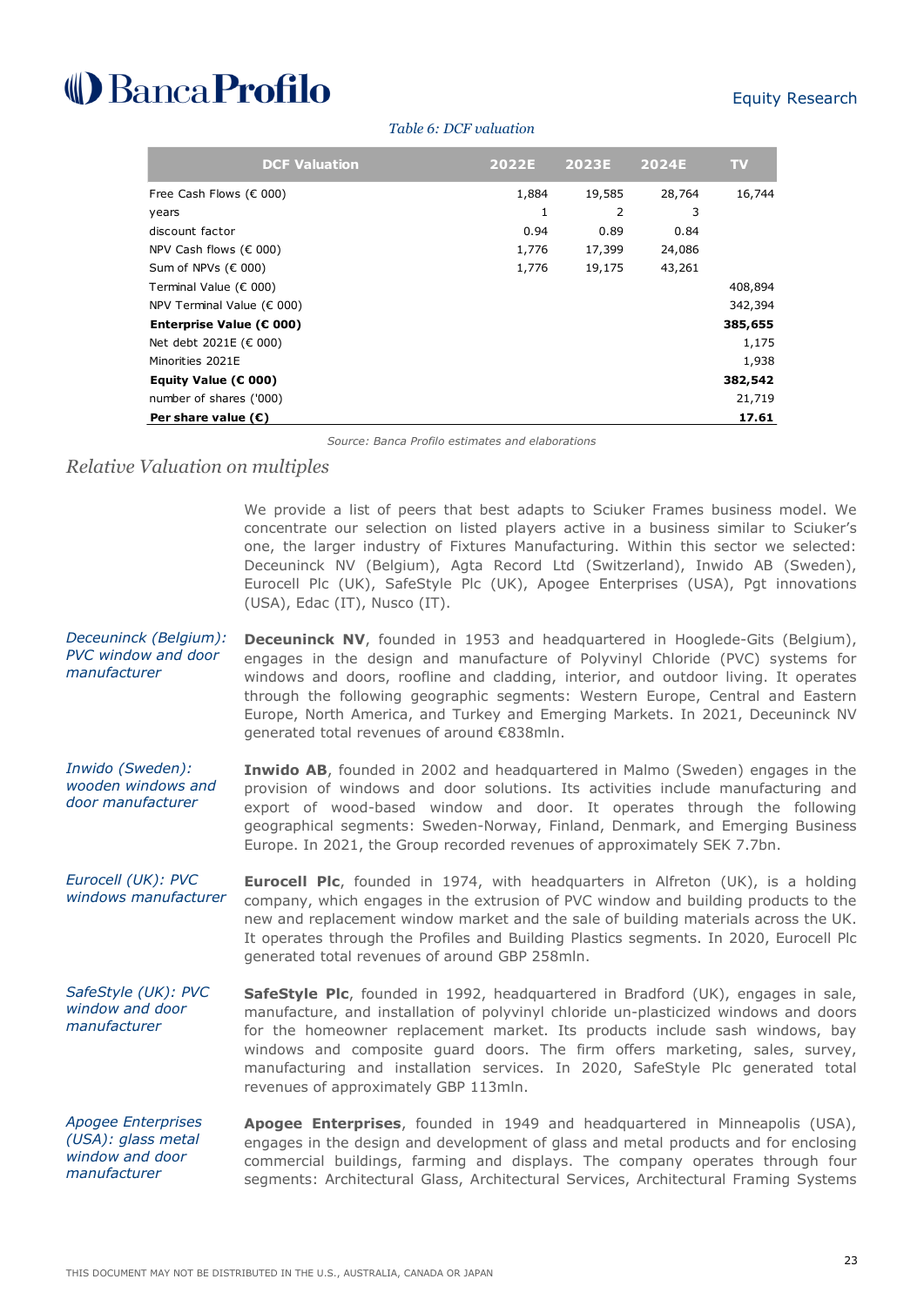*Table 6: DCF valuation*

| DCF Valuation | 2022E | 2023E | 2024E | TV |
|---|---|---|---|---|
| Free Cash Flows (€ 000) | 1,884 | 19,585 | 28,764 | 16,744 |
| years | 1 | 2 | 3 | |
| discount factor | 0.94 | 0.89 | 0.84 | |
| NPV Cash flows (€ 000) | 1,776 | 17,399 | 24,086 | |
| Sum of NPVs (€ 000) | 1,776 | 19,175 | 43,261 | |
| Terminal Value (€ 000) | | | | 408,894 |
| NPV Terminal Value (€ 000) | | | | 342,394 |
| **Enterprise Value (€ 000)** | | | | **385,655** |
| Net debt 2021E (€ 000) | | | | 1,175 |
| Minorities 2021E | | | | 1,938 |
| **Equity Value (€ 000)** | | | | **382,542** |
| number of shares ('000) | | | | 21,719 |
| **Per share value (€)** | | | | **17.61** |

Source: Banca Profilo estimates and elaborations

## *Relative Valuation on multiples*

We provide a list of peers that best adapts to Sciuker Frames business model. We concentrate our selection on listed players active in a business similar to Sciuker's one, the larger industry of Fixtures Manufacturing. Within this sector we selected: Deceuninck NV (Belgium), Agta Record Ltd (Switzerland), Inwido AB (Sweden), Eurocell Plc (UK), SafeStyle Plc (UK), Apogee Enterprises (USA), Pgt innovations (USA), Edac (IT), Nusco (IT).

*Deceuninck (Belgium): PVC window and door manufacturer*

**Deceuninck NV**, founded in 1953 and headquartered in Hooglede-Gits (Belgium), engages in the design and manufacture of Polyvinyl Chloride (PVC) systems for windows and doors, roofline and cladding, interior, and outdoor living. It operates through the following geographic segments: Western Europe, Central and Eastern Europe, North America, and Turkey and Emerging Markets. In 2021, Deceuninck NV generated total revenues of around €838mln.

*Inwido (Sweden): wooden windows and door manufacturer*

**Inwido AB**, founded in 2002 and headquartered in Malmo (Sweden) engages in the provision of windows and door solutions. Its activities include manufacturing and export of wood-based window and door. It operates through the following geographical segments: Sweden-Norway, Finland, Denmark, and Emerging Business Europe. In 2021, the Group recorded revenues of approximately SEK 7.7bn.

*Eurocell (UK): PVC windows manufacturer*

**Eurocell Plc**, founded in 1974, with headquarters in Alfreton (UK), is a holding company, which engages in the extrusion of PVC window and building products to the new and replacement window market and the sale of building materials across the UK. It operates through the Profiles and Building Plastics segments. In 2020, Eurocell Plc generated total revenues of around GBP 258mln.

*SafeStyle (UK): PVC window and door manufacturer*

**SafeStyle Plc**, founded in 1992, headquartered in Bradford (UK), engages in sale, manufacture, and installation of polyvinyl chloride un-plasticized windows and doors for the homeowner replacement market. Its products include sash windows, bay windows and composite guard doors. The firm offers marketing, sales, survey, manufacturing and installation services. In 2020, SafeStyle Plc generated total revenues of approximately GBP 113mln.

*Apogee Enterprises (USA): glass metal window and door manufacturer*

**Apogee Enterprises**, founded in 1949 and headquartered in Minneapolis (USA), engages in the design and development of glass and metal products and for enclosing commercial buildings, farming and displays. The company operates through four segments: Architectural Glass, Architectural Services, Architectural Framing Systems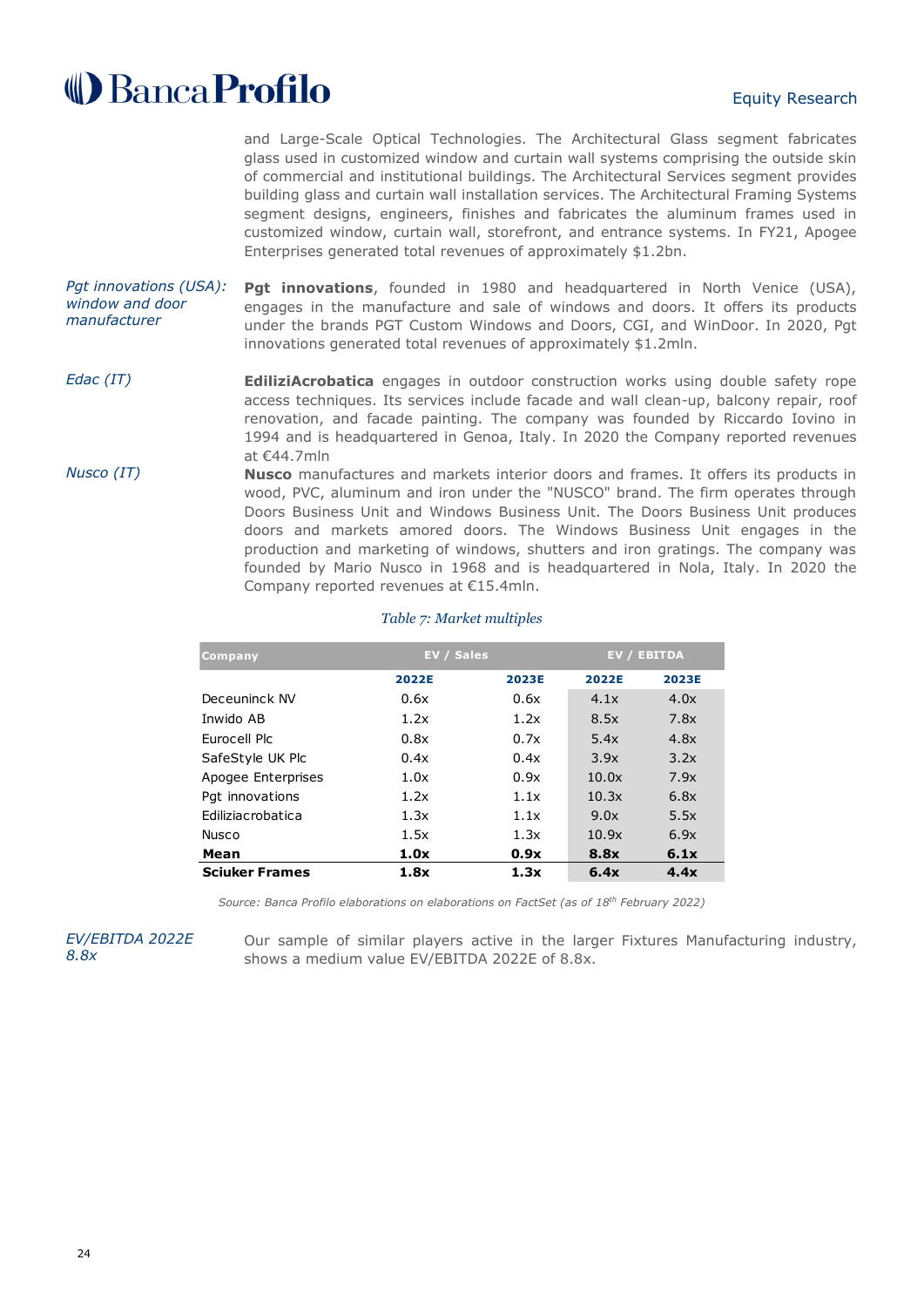and Large-Scale Optical Technologies. The Architectural Glass segment fabricates glass used in customized window and curtain wall systems comprising the outside skin of commercial and institutional buildings. The Architectural Services segment provides building glass and curtain wall installation services. The Architectural Framing Systems segment designs, engineers, finishes and fabricates the aluminum frames used in customized window, curtain wall, storefront, and entrance systems. In FY21, Apogee Enterprises generated total revenues of approximately $1.2bn.

*Pgt innovations (USA): window and door manufacturer*

**Pgt innovations**, founded in 1980 and headquartered in North Venice (USA), engages in the manufacture and sale of windows and doors. It offers its products under the brands PGT Custom Windows and Doors, CGI, and WinDoor. In 2020, Pgt innovations generated total revenues of approximately $1.2mln.

*Edac (IT)*

**EdiliziAcrobatica** engages in outdoor construction works using double safety rope access techniques. Its services include facade and wall clean-up, balcony repair, roof renovation, and facade painting. The company was founded by Riccardo Iovino in 1994 and is headquartered in Genoa, Italy. In 2020 the Company reported revenues at €44.7mln

*Nusco (IT)*

**Nusco** manufactures and markets interior doors and frames. It offers its products in wood, PVC, aluminum and iron under the "NUSCO" brand. The firm operates through Doors Business Unit and Windows Business Unit. The Doors Business Unit produces doors and markets amored doors. The Windows Business Unit engages in the production and marketing of windows, shutters and iron gratings. The company was founded by Mario Nusco in 1968 and is headquartered in Nola, Italy. In 2020 the Company reported revenues at €15.4mln.

*Table 7: Market multiples*

| Company | EV / Sales | | EV / EBITDA | |
|---|---|---|---|---|
| | 2022E | 2023E | 2022E | 2023E |
| Deceuninck NV | 0.6x | 0.6x | 4.1x | 4.0x |
| Inwido AB | 1.2x | 1.2x | 8.5x | 7.8x |
| Eurocell Plc | 0.8x | 0.7x | 5.4x | 4.8x |
| SafeStyle UK Plc | 0.4x | 0.4x | 3.9x | 3.2x |
| Apogee Enterprises | 1.0x | 0.9x | 10.0x | 7.9x |
| Pgt innovations | 1.2x | 1.1x | 10.3x | 6.8x |
| Ediliziacrobatica | 1.3x | 1.1x | 9.0x | 5.5x |
| Nusco | 1.5x | 1.3x | 10.9x | 6.9x |
| **Mean** | **1.0x** | **0.9x** | **8.8x** | **6.1x** |
| **Sciuker Frames** | **1.8x** | **1.3x** | **6.4x** | **4.4x** |

*Source: Banca Profilo elaborations on elaborations on FactSet (as of 18th February 2022)*

*EV/EBITDA 2022E 8.8x*

Our sample of similar players active in the larger Fixtures Manufacturing industry, shows a medium value EV/EBITDA 2022E of 8.8x.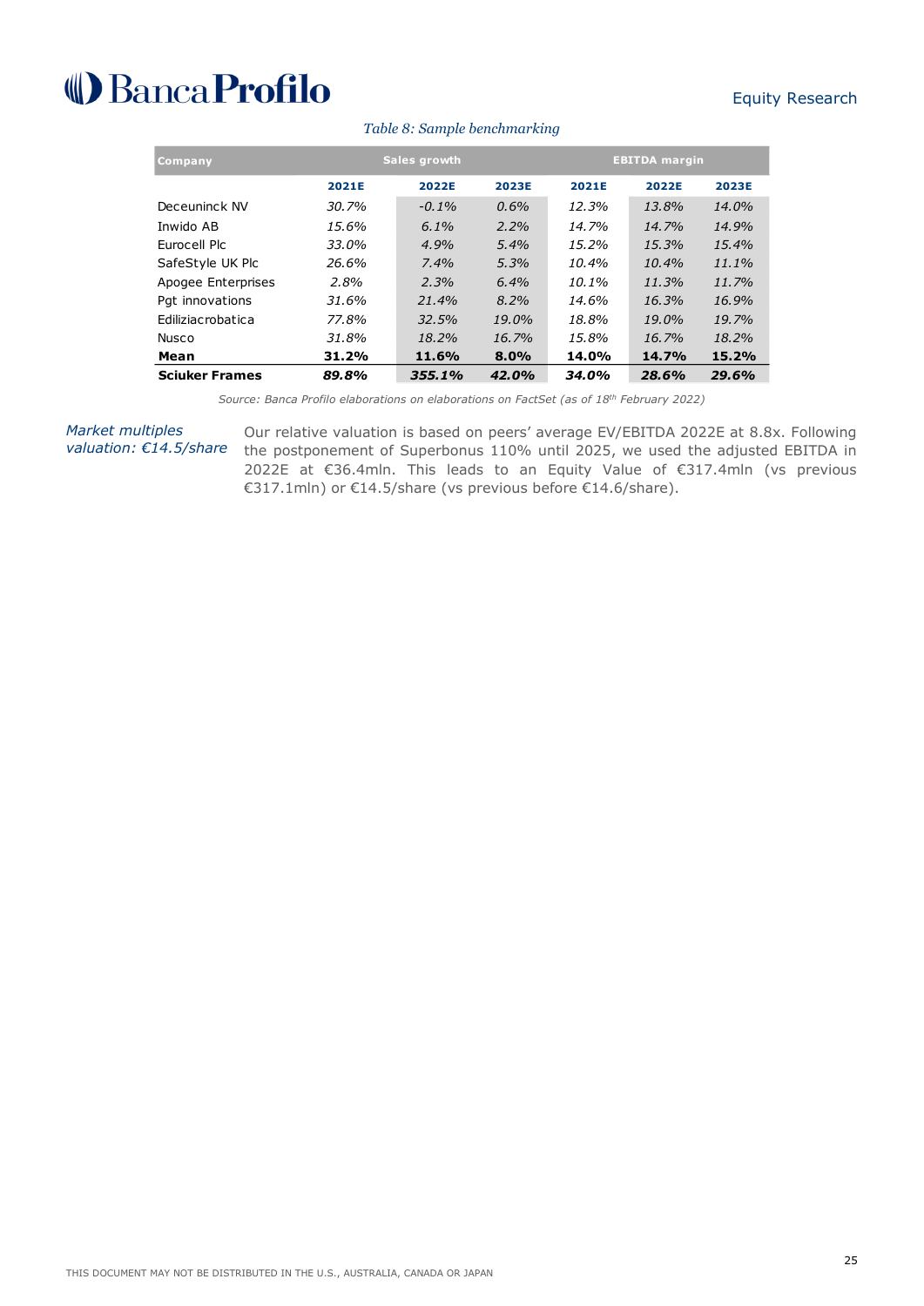*Table 8: Sample benchmarking*

| Company | Sales growth | | | EBITDA margin | | |
|---|---|---|---|---|---|---|
| | **2021E** | **2022E** | **2023E** | **2021E** | **2022E** | **2023E** |
| Deceuninck NV | *30.7%* | *-0.1%* | *0.6%* | *12.3%* | *13.8%* | *14.0%* |
| Inwido AB | *15.6%* | *6.1%* | *2.2%* | *14.7%* | *14.7%* | *14.9%* |
| Eurocell Plc | *33.0%* | *4.9%* | *5.4%* | *15.2%* | *15.3%* | *15.4%* |
| SafeStyle UK Plc | *26.6%* | *7.4%* | *5.3%* | *10.4%* | *10.4%* | *11.1%* |
| Apogee Enterprises | *2.8%* | *2.3%* | *6.4%* | *10.1%* | *11.3%* | *11.7%* |
| Pgt innovations | *31.6%* | *21.4%* | *8.2%* | *14.6%* | *16.3%* | *16.9%* |
| Ediliziacrobatica | *77.8%* | *32.5%* | *19.0%* | *18.8%* | *19.0%* | *19.7%* |
| Nusco | *31.8%* | *18.2%* | *16.7%* | *15.8%* | *16.7%* | *18.2%* |
| **Mean** | **31.2%** | **11.6%** | **8.0%** | **14.0%** | **14.7%** | **15.2%** |
| **Sciuker Frames** | ***89.8%*** | ***355.1%*** | ***42.0%*** | ***34.0%*** | ***28.6%*** | ***29.6%*** |

*Source: Banca Profilo elaborations on elaborations on FactSet (as of 18th February 2022)*

*Market multiples valuation: €14.5/share*

Our relative valuation is based on peers' average EV/EBITDA 2022E at 8.8x. Following the postponement of Superbonus 110% until 2025, we used the adjusted EBITDA in 2022E at €36.4mln. This leads to an Equity Value of €317.4mln (vs previous €317.1mln) or €14.5/share (vs previous before €14.6/share).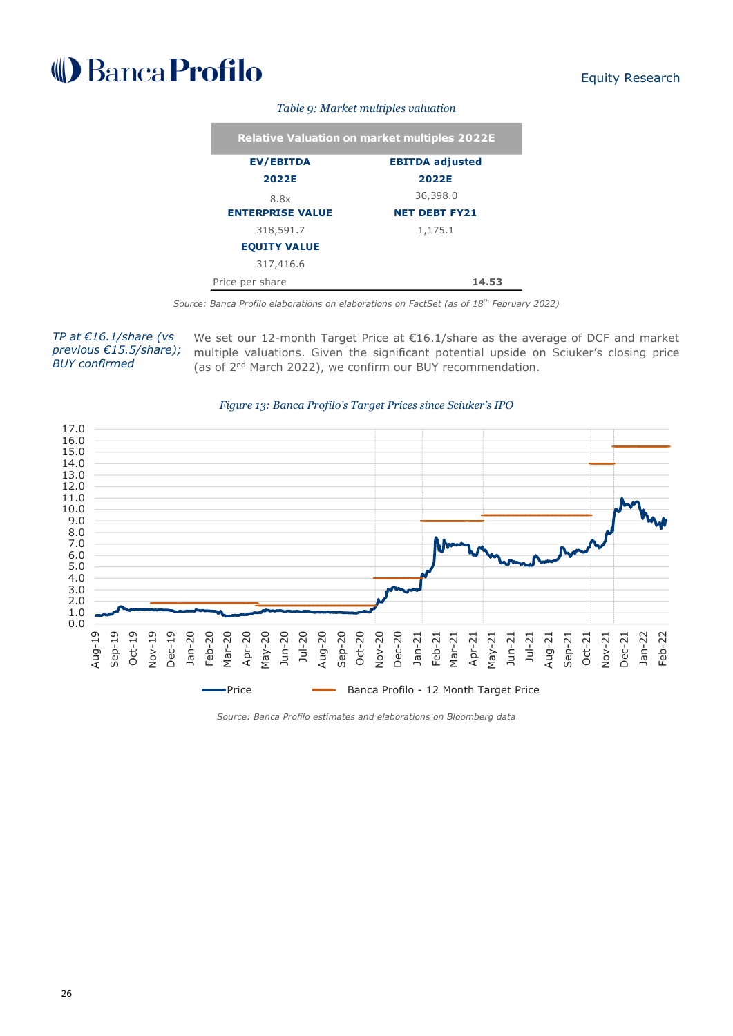*Table 9: Market multiples valuation*

| Relative Valuation on market multiples 2022E | |
|---|---|
| **EV/EBITDA 2022E** | **EBITDA adjusted 2022E** |
| 8.8x | 36,398.0 |
| **ENTERPRISE VALUE** | **NET DEBT FY21** |
| 318,591.7 | 1,175.1 |
| **EQUITY VALUE** | |
| 317,416.6 | |
| Price per share | **14.53** |

*Source: Banca Profilo elaborations on elaborations on FactSet (as of 18th February 2022)*

*TP at €16.1/share (vs previous €15.5/share); BUY confirmed*

We set our 12-month Target Price at €16.1/share as the average of DCF and market multiple valuations. Given the significant potential upside on Sciuker's closing price (as of 2nd March 2022), we confirm our BUY recommendation.

*Figure 13: Banca Profilo's Target Prices since Sciuker's IPO*

*Source: Banca Profilo estimates and elaborations on Bloomberg data*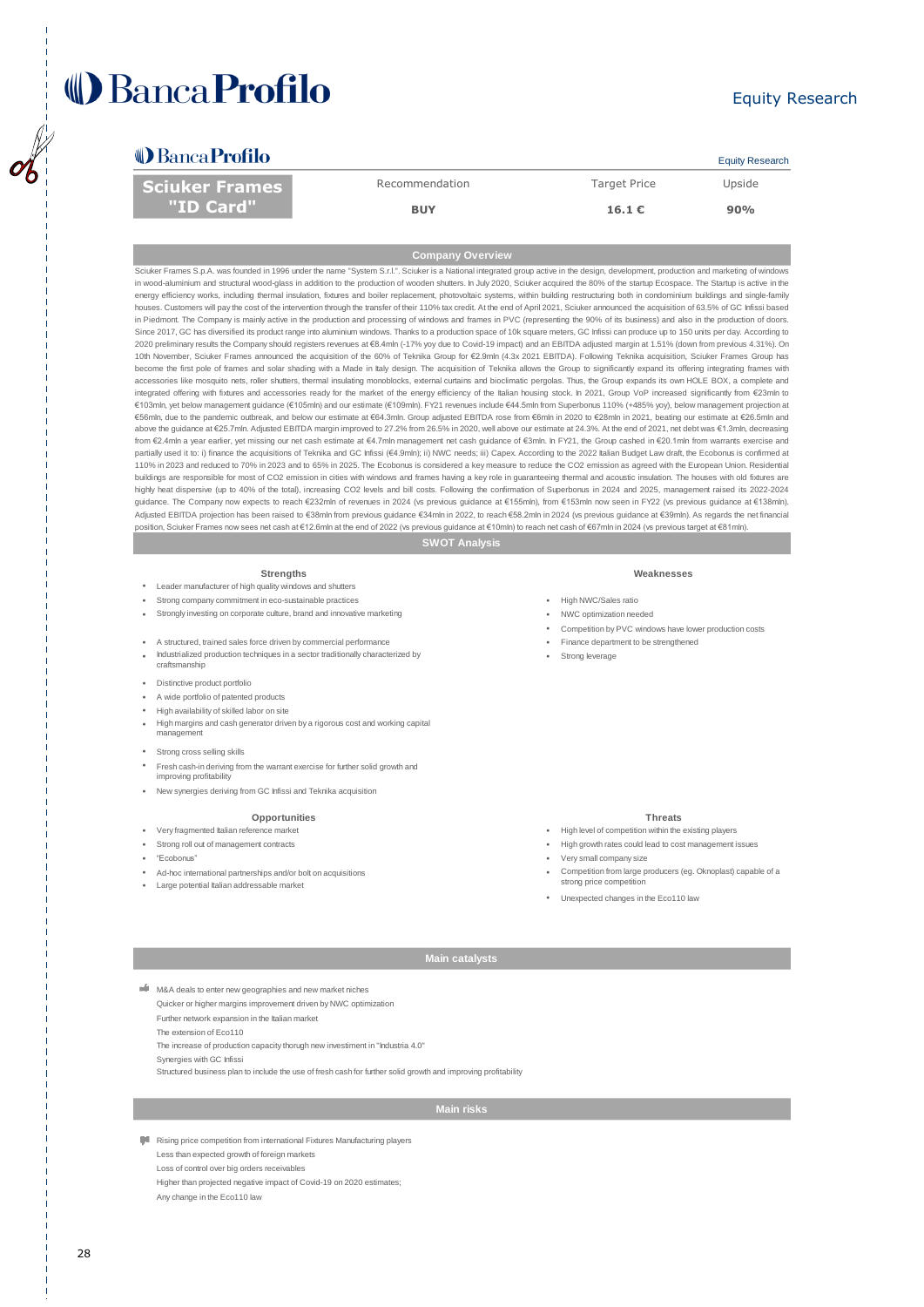# Sciuker Frames "ID Card"

| Recommendation | Target Price | Upside |
|---|---|---|
| **BUY** | **16.1 €** | **90%** |

## Company Overview

Sciuker Frames S.p.A. was founded in 1996 under the name "System S.r.l.". Sciuker is a National integrated group active in the design, development, production and marketing of windows in wood-aluminium and structural wood-glass in addition to the production of wooden shutters. In July 2020, Sciuker acquired the 80% of the startup Ecospace. The Startup is active in the energy efficiency works, including thermal insulation, fixtures and boiler replacement, photovoltaic systems, within building restructuring both in condominium buildings and single-family houses. Customers will pay the cost of the intervention through the transfer of their 110% tax credit. At the end of April 2021, Sciuker announced the acquisition of 63.5% of GC Infissi based in Piedmont. The Company is mainly active in the production and processing of windows and frames in PVC (representing the 90% of its business) and also in the production of doors. Since 2017, GC has diversified its product range into aluminium windows. Thanks to a production space of 10k square meters, GC Infissi can produce up to 150 units per day. According to 2020 preliminary results the Company should registers revenues at €8.4mln (-17% yoy due to Covid-19 impact) and an EBITDA adjusted margin at 1.51% (down from previous 4.31%). On 10th November, Sciuker Frames announced the acquisition of the 60% of Teknika Group for €2.9mln (4.3x 2021 EBITDA). Following Teknika acquisition, Sciuker Frames Group has become the first pole of frames and solar shading with a Made in Italy design. The acquisition of Teknika allows the Group to significantly expand its offering integrating frames with accessories like mosquito nets, roller shutters, thermal insulating monoblocks, external curtains and bioclimatic pergolas. Thus, the Group expands its own HOLE BOX, a complete and integrated offering with fixtures and accessories ready for the market of the energy efficiency of the Italian housing stock. In 2021, Group VoP increased significantly from €23mln to €103mln, yet below management guidance (€105mln) and our estimate (€109mln). FY21 revenues include €44.5mln from Superbonus 110% (+485% yoy), below management projection at €56mln, due to the pandemic outbreak, and below our estimate at €64.3mln. Group adjusted EBITDA rose from €6mln in 2020 to €28mln in 2021, beating our estimate at €26.5mln and above the guidance at €25.7mln. Adjusted EBITDA margin improved to 27.2% from 26.5% in 2020, well above our estimate at 24.3%. At the end of 2021, net debt was €1.3mln, decreasing from €2.4mln a year earlier, yet missing our net cash estimate at €4.7mln management net cash guidance of €3mln. In FY21, the Group cashed in €20.1mln from warrants exercise and partially used it to: i) finance the acquisitions of Teknika and GC Infissi (€4.9mln); ii) NWC needs; iii) Capex. According to the 2022 Italian Budget Law draft, the Ecobonus is confirmed at 110% in 2023 and reduced to 70% in 2023 and to 65% in 2025. The Ecobonus is considered a key measure to reduce the CO2 emission as agreed with the European Union. Residential buildings are responsible for most of CO2 emission in cities with windows and frames having a key role in guaranteeing thermal and acoustic insulation. The houses with old fixtures are highly heat dispersive (up to 40% of the total), increasing CO2 levels and bill costs. Following the confirmation of Superbonus in 2024 and 2025, management raised its 2022-2024 guidance. The Company now expects to reach €232mln of revenues in 2024 (vs previous guidance at €155mln), from €153mln now seen in FY22 (vs previous guidance at €138mln). Adjusted EBITDA projection has been raised to €38mln from previous guidance €34mln in 2022, to reach €58.2mln in 2024 (vs previous guidance at €39mln). As regards the net financial position, Sciuker Frames now sees net cash at €12.6mln at the end of 2022 (vs previous guidance at €10mln) to reach net cash of €67mln in 2024 (vs previous target at €81mln).

## SWOT Analysis

### Strengths

- Leader manufacturer of high quality windows and shutters
- Strong company commitment in eco-sustainable practices
- Strongly investing on corporate culture, brand and innovative marketing
- A structured, trained sales force driven by commercial performance
- Industrialized production techniques in a sector traditionally characterized by craftsmanship
- Distinctive product portfolio
- A wide portfolio of patented products
- High availability of skilled labor on site
- High margins and cash generator driven by a rigorous cost and working capital management
- Strong cross selling skills
- Fresh cash-in deriving from the warrant exercise for further solid growth and improving profitability
- New synergies deriving from GC Infissi and Teknika acquisition

### Weaknesses

- High NWC/Sales ratio
- NWC optimization needed
- Competition by PVC windows have lower production costs
- Finance department to be strengthened
- Strong leverage

### Opportunities

- Very fragmented Italian reference market
- Strong roll out of management contracts
- "Ecobonus"
- Ad-hoc international partnerships and/or bolt on acquisitions
- Large potential Italian addressable market

### Threats

- High level of competition within the existing players
- High growth rates could lead to cost management issues
- Very small company size
- Competition from large producers (eg. Oknoplast) capable of a strong price competition
- Unexpected changes in the Eco110 law

## Main catalysts

- M&A deals to enter new geographies and new market niches
- Quicker or higher margins improvement driven by NWC optimization
- Further network expansion in the Italian market
- The extension of Eco110
- The increase of production capacity thorugh new investiment in "Industria 4.0"
- Synergies with GC Infissi
- Structured business plan to include the use of fresh cash for further solid growth and improving profitability

## Main risks

- Rising price competition from international Fixtures Manufacturing players
- Less than expected growth of foreign markets
- Loss of control over big orders receivables
- Higher than projected negative impact of Covid-19 on 2020 estimates;
- Any change in the Eco110 law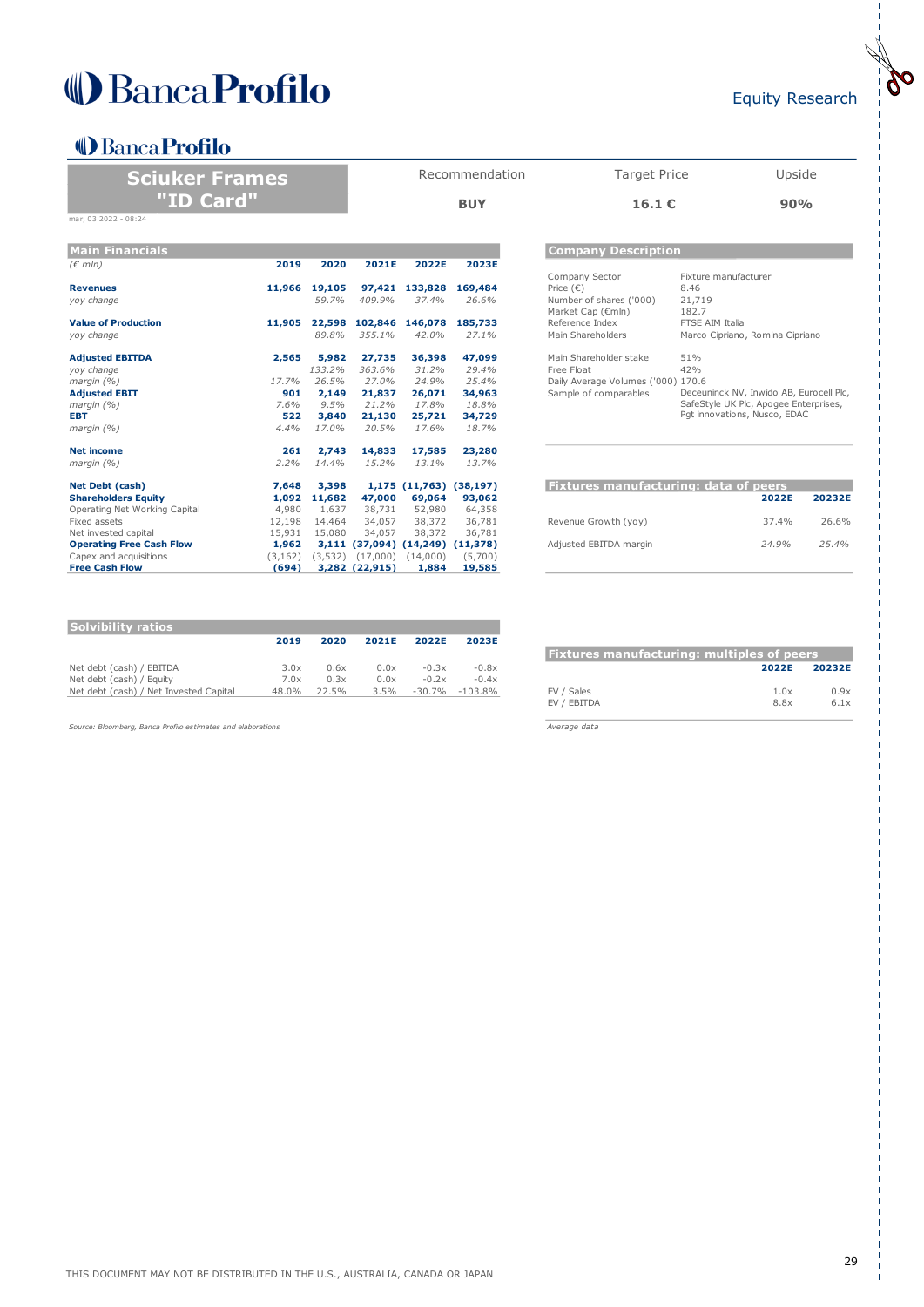## Sciuker Frames "ID Card"

| Recommendation | Target Price | Upside |
|---|---|---|
| **BUY** | **16.1 €** | **90%** |

mar, 03 2022 - 08:24

### Main Financials

| *(€ mln)* | 2019 | 2020 | 2021E | 2022E | 2023E |
|---|---|---|---|---|---|
| **Revenues** | 11,966 | 19,105 | 97,421 | 133,828 | 169,484 |
| *yoy change* | | *59.7%* | *409.9%* | *37.4%* | *26.6%* |
| **Value of Production** | 11,905 | 22,598 | 102,846 | 146,078 | 185,733 |
| *yoy change* | | *89.8%* | *355.1%* | *42.0%* | *27.1%* |
| **Adjusted EBITDA** | 2,565 | 5,982 | 27,735 | 36,398 | 47,099 |
| *yoy change* | | *133.2%* | *363.6%* | *31.2%* | *29.4%* |
| *margin (%)* | *17.7%* | *26.5%* | *27.0%* | *24.9%* | *25.4%* |
| **Adjusted EBIT** | 901 | 2,149 | 21,837 | 26,071 | 34,963 |
| *margin (%)* | *7.6%* | *9.5%* | *21.2%* | *17.8%* | *18.8%* |
| **EBT** | 522 | 3,840 | 21,130 | 25,721 | 34,729 |
| *margin (%)* | *4.4%* | *17.0%* | *20.5%* | *17.6%* | *18.7%* |
| **Net income** | 261 | 2,743 | 14,833 | 17,585 | 23,280 |
| *margin (%)* | *2.2%* | *14.4%* | *15.2%* | *13.1%* | *13.7%* |
| **Net Debt (cash)** | 7,648 | 3,398 | 1,175 | (11,763) | (38,197) |
| **Shareholders Equity** | 1,092 | 11,682 | 47,000 | 69,064 | 93,062 |
| Operating Net Working Capital | 4,980 | 1,637 | 38,731 | 52,980 | 64,358 |
| Fixed assets | 12,198 | 14,464 | 34,057 | 38,372 | 36,781 |
| Net invested capital | 15,931 | 15,080 | 34,057 | 38,372 | 36,781 |
| **Operating Free Cash Flow** | 1,962 | 3,111 | (37,094) | (14,249) | (11,378) |
| Capex and acquisitions | (3,162) | (3,532) | (17,000) | (14,000) | (5,700) |
| **Free Cash Flow** | (694) | 3,282 | (22,915) | 1,884 | 19,585 |

### Solvibility ratios

| | 2019 | 2020 | 2021E | 2022E | 2023E |
|---|---|---|---|---|---|
| Net debt (cash) / EBITDA | 3.0x | 0.6x | 0.0x | -0.3x | -0.8x |
| Net debt (cash) / Equity | 7.0x | 0.3x | 0.0x | -0.2x | -0.4x |
| Net debt (cash) / Net Invested Capital | 48.0% | 22.5% | 3.5% | -30.7% | -103.8% |

*Source: Bloomberg, Banca Profilo estimates and elaborations*

### Company Description

| | |
|---|---|
| Company Sector | Fixture manufacturer |
| Price (€) | 8.46 |
| Number of shares ('000) | 21,719 |
| Market Cap (€mln) | 182.7 |
| Reference Index | FTSE AIM Italia |
| Main Shareholders | Marco Cipriano, Romina Cipriano |
| Main Shareholder stake | 51% |
| Free Float | 42% |
| Daily Average Volumes ('000) | 170.6 |
| Sample of comparables | Deceuninck NV, Inwido AB, Eurocell Plc, SafeStyle UK Plc, Apogee Enterprises, Pgt innovations, Nusco, EDAC |

### Fixtures manufacturing: data of peers

| | 2022E | 20232E |
|---|---|---|
| Revenue Growth (yoy) | *37.4%* | *26.6%* |
| Adjusted EBITDA margin | *24.9%* | *25.4%* |

### Fixtures manufacturing: multiples of peers

| | 2022E | 20232E |
|---|---|---|
| EV / Sales | 1.0x | 0.9x |
| EV / EBITDA | 8.8x | 6.1x |

*Average data*

THIS DOCUMENT MAY NOT BE DISTRIBUTED IN THE U.S., AUSTRALIA, CANADA OR JAPAN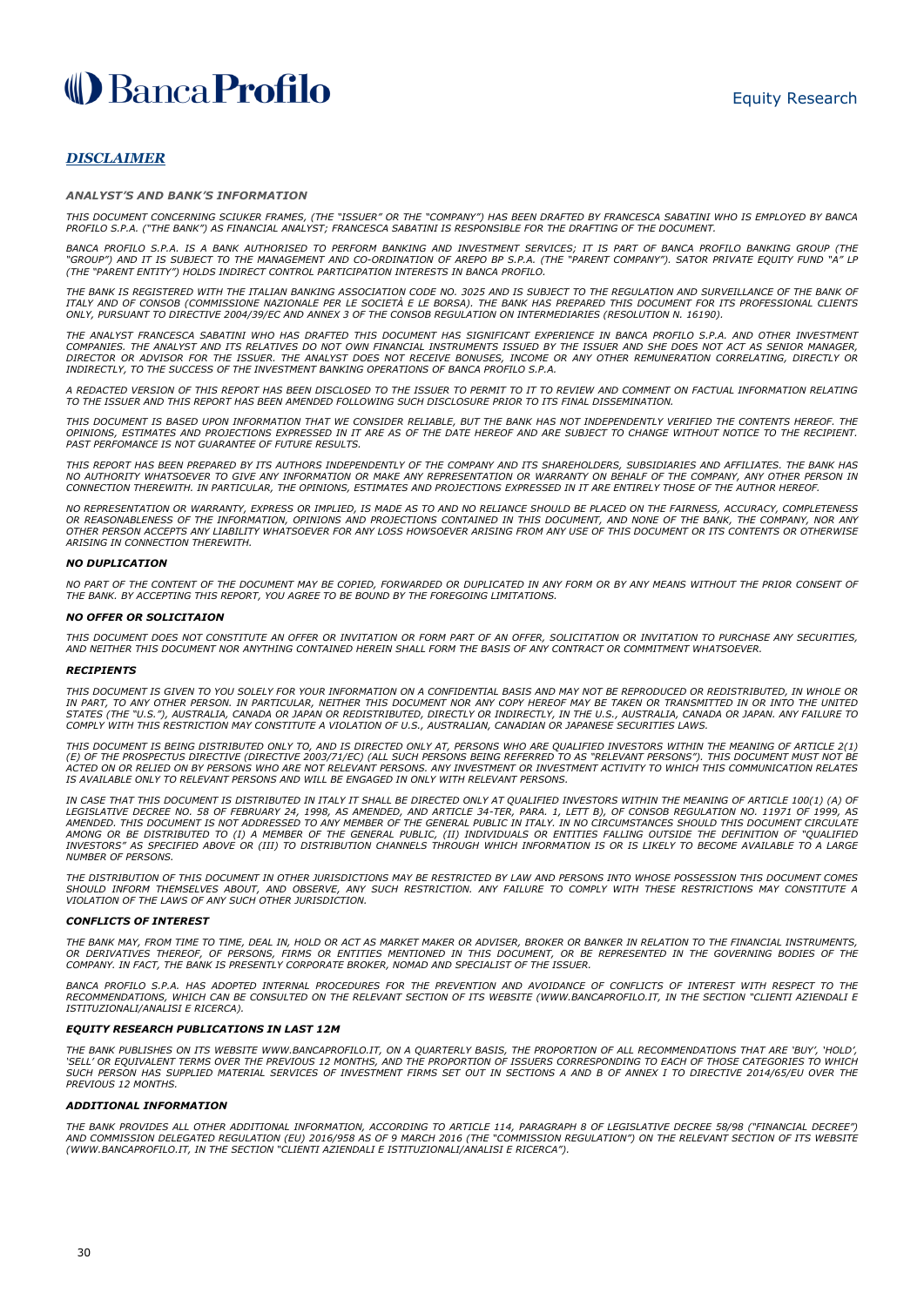## *DISCLAIMER*

### *ANALYST'S AND BANK'S INFORMATION*

*THIS DOCUMENT CONCERNING SCIUKER FRAMES, (THE "ISSUER" OR THE "COMPANY") HAS BEEN DRAFTED BY FRANCESCA SABATINI WHO IS EMPLOYED BY BANCA PROFILO S.P.A. ("THE BANK") AS FINANCIAL ANALYST; FRANCESCA SABATINI IS RESPONSIBLE FOR THE DRAFTING OF THE DOCUMENT.*

*BANCA PROFILO S.P.A. IS A BANK AUTHORISED TO PERFORM BANKING AND INVESTMENT SERVICES; IT IS PART OF BANCA PROFILO BANKING GROUP (THE "GROUP") AND IT IS SUBJECT TO THE MANAGEMENT AND CO-ORDINATION OF AREPO BP S.P.A. (THE "PARENT COMPANY"). SATOR PRIVATE EQUITY FUND "A" LP (THE "PARENT ENTITY") HOLDS INDIRECT CONTROL PARTICIPATION INTERESTS IN BANCA PROFILO.*

*THE BANK IS REGISTERED WITH THE ITALIAN BANKING ASSOCIATION CODE NO. 3025 AND IS SUBJECT TO THE REGULATION AND SURVEILLANCE OF THE BANK OF ITALY AND OF CONSOB (COMMISSIONE NAZIONALE PER LE SOCIETÀ E LE BORSA). THE BANK HAS PREPARED THIS DOCUMENT FOR ITS PROFESSIONAL CLIENTS ONLY, PURSUANT TO DIRECTIVE 2004/39/EC AND ANNEX 3 OF THE CONSOB REGULATION ON INTERMEDIARIES (RESOLUTION N. 16190).*

*THE ANALYST FRANCESCA SABATINI WHO HAS DRAFTED THIS DOCUMENT HAS SIGNIFICANT EXPERIENCE IN BANCA PROFILO S.P.A. AND OTHER INVESTMENT COMPANIES. THE ANALYST AND ITS RELATIVES DO NOT OWN FINANCIAL INSTRUMENTS ISSUED BY THE ISSUER AND SHE DOES NOT ACT AS SENIOR MANAGER, DIRECTOR OR ADVISOR FOR THE ISSUER. THE ANALYST DOES NOT RECEIVE BONUSES, INCOME OR ANY OTHER REMUNERATION CORRELATING, DIRECTLY OR INDIRECTLY, TO THE SUCCESS OF THE INVESTMENT BANKING OPERATIONS OF BANCA PROFILO S.P.A.*

*A REDACTED VERSION OF THIS REPORT HAS BEEN DISCLOSED TO THE ISSUER TO PERMIT TO IT TO REVIEW AND COMMENT ON FACTUAL INFORMATION RELATING TO THE ISSUER AND THIS REPORT HAS BEEN AMENDED FOLLOWING SUCH DISCLOSURE PRIOR TO ITS FINAL DISSEMINATION.*

*THIS DOCUMENT IS BASED UPON INFORMATION THAT WE CONSIDER RELIABLE, BUT THE BANK HAS NOT INDEPENDENTLY VERIFIED THE CONTENTS HEREOF. THE OPINIONS, ESTIMATES AND PROJECTIONS EXPRESSED IN IT ARE AS OF THE DATE HEREOF AND ARE SUBJECT TO CHANGE WITHOUT NOTICE TO THE RECIPIENT. PAST PERFOMANCE IS NOT GUARANTEE OF FUTURE RESULTS.*

*THIS REPORT HAS BEEN PREPARED BY ITS AUTHORS INDEPENDENTLY OF THE COMPANY AND ITS SHAREHOLDERS, SUBSIDIARIES AND AFFILIATES. THE BANK HAS NO AUTHORITY WHATSOEVER TO GIVE ANY INFORMATION OR MAKE ANY REPRESENTATION OR WARRANTY ON BEHALF OF THE COMPANY, ANY OTHER PERSON IN CONNECTION THEREWITH. IN PARTICULAR, THE OPINIONS, ESTIMATES AND PROJECTIONS EXPRESSED IN IT ARE ENTIRELY THOSE OF THE AUTHOR HEREOF.*

*NO REPRESENTATION OR WARRANTY, EXPRESS OR IMPLIED, IS MADE AS TO AND NO RELIANCE SHOULD BE PLACED ON THE FAIRNESS, ACCURACY, COMPLETENESS OR REASONABLENESS OF THE INFORMATION, OPINIONS AND PROJECTIONS CONTAINED IN THIS DOCUMENT, AND NONE OF THE BANK, THE COMPANY, NOR ANY OTHER PERSON ACCEPTS ANY LIABILITY WHATSOEVER FOR ANY LOSS HOWSOEVER ARISING FROM ANY USE OF THIS DOCUMENT OR ITS CONTENTS OR OTHERWISE ARISING IN CONNECTION THEREWITH.*

### *NO DUPLICATION*

*NO PART OF THE CONTENT OF THE DOCUMENT MAY BE COPIED, FORWARDED OR DUPLICATED IN ANY FORM OR BY ANY MEANS WITHOUT THE PRIOR CONSENT OF THE BANK. BY ACCEPTING THIS REPORT, YOU AGREE TO BE BOUND BY THE FOREGOING LIMITATIONS.*

### *NO OFFER OR SOLICITAION*

*THIS DOCUMENT DOES NOT CONSTITUTE AN OFFER OR INVITATION OR FORM PART OF AN OFFER, SOLICITATION OR INVITATION TO PURCHASE ANY SECURITIES, AND NEITHER THIS DOCUMENT NOR ANYTHING CONTAINED HEREIN SHALL FORM THE BASIS OF ANY CONTRACT OR COMMITMENT WHATSOEVER.*

### *RECIPIENTS*

*THIS DOCUMENT IS GIVEN TO YOU SOLELY FOR YOUR INFORMATION ON A CONFIDENTIAL BASIS AND MAY NOT BE REPRODUCED OR REDISTRIBUTED, IN WHOLE OR IN PART, TO ANY OTHER PERSON. IN PARTICULAR, NEITHER THIS DOCUMENT NOR ANY COPY HEREOF MAY BE TAKEN OR TRANSMITTED IN OR INTO THE UNITED STATES (THE "U.S."), AUSTRALIA, CANADA OR JAPAN OR REDISTRIBUTED, DIRECTLY OR INDIRECTLY, IN THE U.S., AUSTRALIA, CANADA OR JAPAN. ANY FAILURE TO COMPLY WITH THIS RESTRICTION MAY CONSTITUTE A VIOLATION OF U.S., AUSTRALIAN, CANADIAN OR JAPANESE SECURITIES LAWS.*

*THIS DOCUMENT IS BEING DISTRIBUTED ONLY TO, AND IS DIRECTED ONLY AT, PERSONS WHO ARE QUALIFIED INVESTORS WITHIN THE MEANING OF ARTICLE 2(1) (E) OF THE PROSPECTUS DIRECTIVE (DIRECTIVE 2003/71/EC) (ALL SUCH PERSONS BEING REFERRED TO AS "RELEVANT PERSONS"). THIS DOCUMENT MUST NOT BE ACTED ON OR RELIED ON BY PERSONS WHO ARE NOT RELEVANT PERSONS. ANY INVESTMENT OR INVESTMENT ACTIVITY TO WHICH THIS COMMUNICATION RELATES IS AVAILABLE ONLY TO RELEVANT PERSONS AND WILL BE ENGAGED IN ONLY WITH RELEVANT PERSONS.*

*IN CASE THAT THIS DOCUMENT IS DISTRIBUTED IN ITALY IT SHALL BE DIRECTED ONLY AT QUALIFIED INVESTORS WITHIN THE MEANING OF ARTICLE 100(1) (A) OF LEGISLATIVE DECREE NO. 58 OF FEBRUARY 24, 1998, AS AMENDED, AND ARTICLE 34-TER, PARA. 1, LETT B), OF CONSOB REGULATION NO. 11971 OF 1999, AS AMENDED. THIS DOCUMENT IS NOT ADDRESSED TO ANY MEMBER OF THE GENERAL PUBLIC IN ITALY. IN NO CIRCUMSTANCES SHOULD THIS DOCUMENT CIRCULATE AMONG OR BE DISTRIBUTED TO (I) A MEMBER OF THE GENERAL PUBLIC, (II) INDIVIDUALS OR ENTITIES FALLING OUTSIDE THE DEFINITION OF "QUALIFIED INVESTORS" AS SPECIFIED ABOVE OR (III) TO DISTRIBUTION CHANNELS THROUGH WHICH INFORMATION IS OR IS LIKELY TO BECOME AVAILABLE TO A LARGE NUMBER OF PERSONS.*

*THE DISTRIBUTION OF THIS DOCUMENT IN OTHER JURISDICTIONS MAY BE RESTRICTED BY LAW AND PERSONS INTO WHOSE POSSESSION THIS DOCUMENT COMES SHOULD INFORM THEMSELVES ABOUT, AND OBSERVE, ANY SUCH RESTRICTION. ANY FAILURE TO COMPLY WITH THESE RESTRICTIONS MAY CONSTITUTE A VIOLATION OF THE LAWS OF ANY SUCH OTHER JURISDICTION.*

### *CONFLICTS OF INTEREST*

*THE BANK MAY, FROM TIME TO TIME, DEAL IN, HOLD OR ACT AS MARKET MAKER OR ADVISER, BROKER OR BANKER IN RELATION TO THE FINANCIAL INSTRUMENTS, OR DERIVATIVES THEREOF, OF PERSONS, FIRMS OR ENTITIES MENTIONED IN THIS DOCUMENT, OR BE REPRESENTED IN THE GOVERNING BODIES OF THE COMPANY. IN FACT, THE BANK IS PRESENTLY CORPORATE BROKER, NOMAD AND SPECIALIST OF THE ISSUER.*

*BANCA PROFILO S.P.A. HAS ADOPTED INTERNAL PROCEDURES FOR THE PREVENTION AND AVOIDANCE OF CONFLICTS OF INTEREST WITH RESPECT TO THE RECOMMENDATIONS, WHICH CAN BE CONSULTED ON THE RELEVANT SECTION OF ITS WEBSITE (WWW.BANCAPROFILO.IT, IN THE SECTION "CLIENTI AZIENDALI E ISTITUZIONALI/ANALISI E RICERCA).*

### *EQUITY RESEARCH PUBLICATIONS IN LAST 12M*

*THE BANK PUBLISHES ON ITS WEBSITE WWW.BANCAPROFILO.IT, ON A QUARTERLY BASIS, THE PROPORTION OF ALL RECOMMENDATIONS THAT ARE 'BUY', 'HOLD', 'SELL' OR EQUIVALENT TERMS OVER THE PREVIOUS 12 MONTHS, AND THE PROPORTION OF ISSUERS CORRESPONDING TO EACH OF THOSE CATEGORIES TO WHICH SUCH PERSON HAS SUPPLIED MATERIAL SERVICES OF INVESTMENT FIRMS SET OUT IN SECTIONS A AND B OF ANNEX I TO DIRECTIVE 2014/65/EU OVER THE PREVIOUS 12 MONTHS.*

### *ADDITIONAL INFORMATION*

*THE BANK PROVIDES ALL OTHER ADDITIONAL INFORMATION, ACCORDING TO ARTICLE 114, PARAGRAPH 8 OF LEGISLATIVE DECREE 58/98 ("FINANCIAL DECREE") AND COMMISSION DELEGATED REGULATION (EU) 2016/958 AS OF 9 MARCH 2016 (THE "COMMISSION REGULATION") ON THE RELEVANT SECTION OF ITS WEBSITE (WWW.BANCAPROFILO.IT, IN THE SECTION "CLIENTI AZIENDALI E ISTITUZIONALI/ANALISI E RICERCA").*